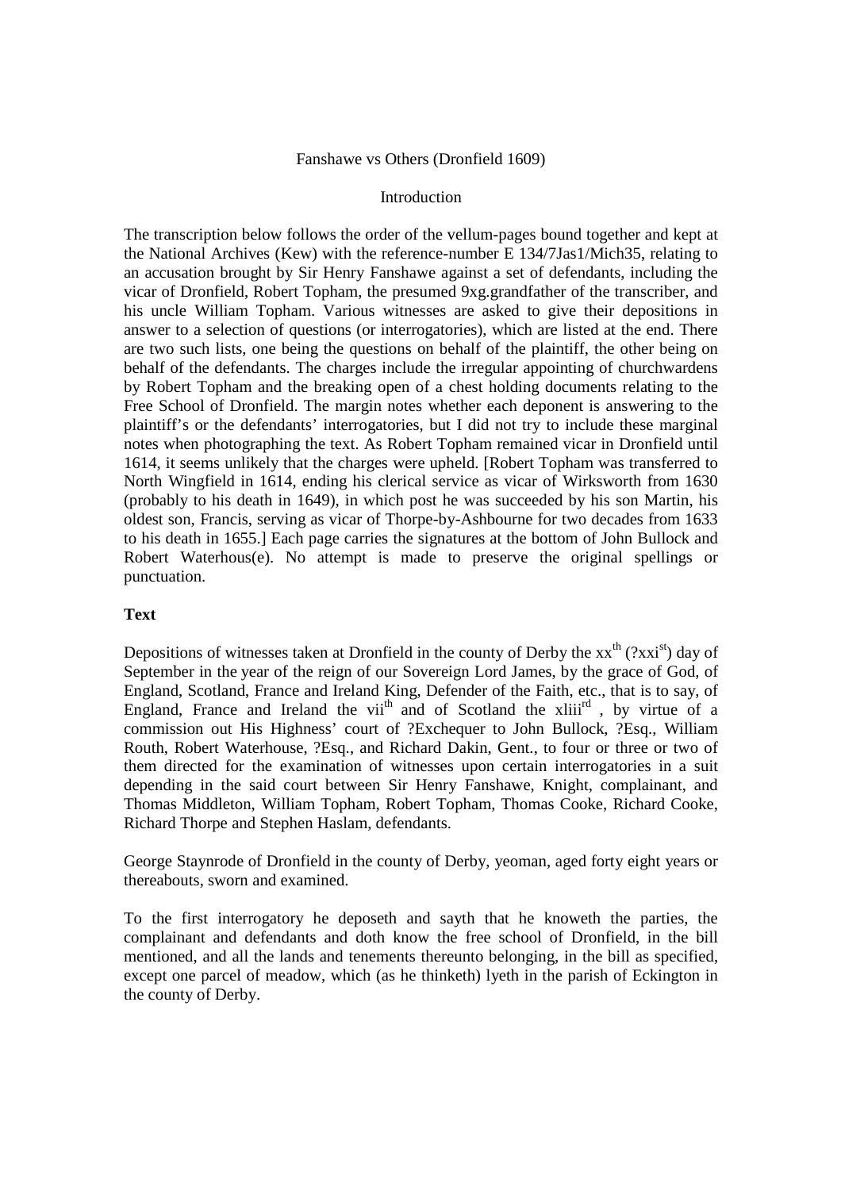Fanshawe vs Others (Dronfield 1609)

Introduction

The transcription below follows the order of the vellum-pages bound together and kept at the National Archives (Kew) with the reference-number E 134/7Jas1/Mich35, relating to an accusation brought by Sir Henry Fanshawe against a set of defendants, including the vicar of Dronfield, Robert Topham, the presumed 9xg.grandfather of the transcriber, and his uncle William Topham. Various witnesses are asked to give their depositions in answer to a selection of questions (or interrogatories), which are listed at the end. There are two such lists, one being the questions on behalf of the plaintiff, the other being on behalf of the defendants. The charges include the irregular appointing of churchwardens by Robert Topham and the breaking open of a chest holding documents relating to the Free School of Dronfield. The margin notes whether each deponent is answering to the plaintiff's or the defendants' interrogatories, but I did not try to include these marginal notes when photographing the text. As Robert Topham remained vicar in Dronfield until 1614, it seems unlikely that the charges were upheld. [Robert Topham was transferred to North Wingfield in 1614, ending his clerical service as vicar of Wirksworth from 1630 (probably to his death in 1649), in which post he was succeeded by his son Martin, his oldest son, Francis, serving as vicar of Thorpe-by-Ashbourne for two decades from 1633 to his death in 1655.] Each page carries the signatures at the bottom of John Bullock and Robert Waterhous(e). No attempt is made to preserve the original spellings or punctuation.

**Text**

Depositions of witnesses taken at Dronfield in the county of Derby the xx$^{th}$ (?xxi$^{st}$) day of September in the year of the reign of our Sovereign Lord James, by the grace of God, of England, Scotland, France and Ireland King, Defender of the Faith, etc., that is to say, of England, France and Ireland the vii$^{th}$ and of Scotland the xliii$^{rd}$ , by virtue of a commission out His Highness' court of ?Exchequer to John Bullock, ?Esq., William Routh, Robert Waterhouse, ?Esq., and Richard Dakin, Gent., to four or three or two of them directed for the examination of witnesses upon certain interrogatories in a suit depending in the said court between Sir Henry Fanshawe, Knight, complainant, and Thomas Middleton, William Topham, Robert Topham, Thomas Cooke, Richard Cooke, Richard Thorpe and Stephen Haslam, defendants.

George Staynrode of Dronfield in the county of Derby, yeoman, aged forty eight years or thereabouts, sworn and examined.

To the first interrogatory he deposeth and sayth that he knoweth the parties, the complainant and defendants and doth know the free school of Dronfield, in the bill mentioned, and all the lands and tenements thereunto belonging, in the bill as specified, except one parcel of meadow, which (as he thinketh) lyeth in the parish of Eckington in the county of Derby.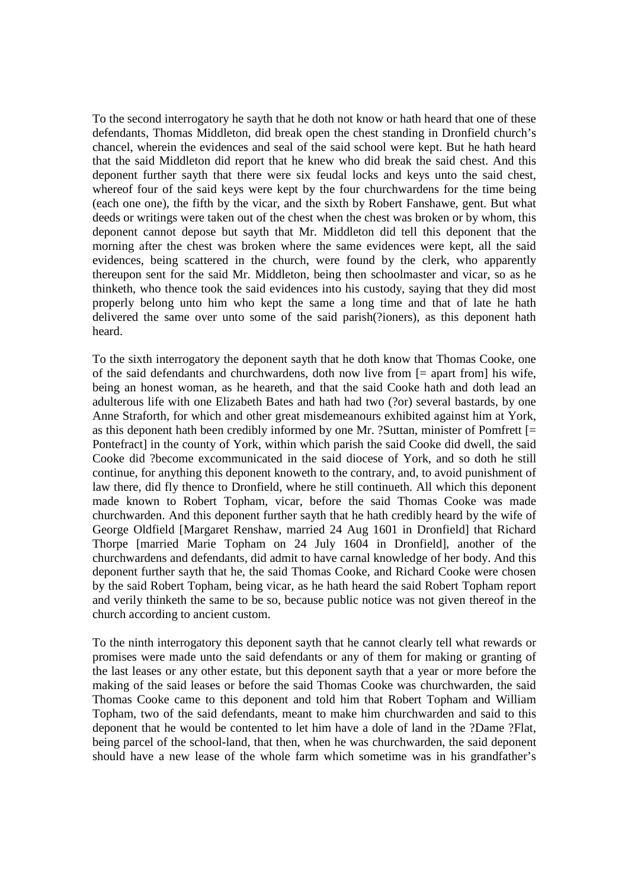To the second interrogatory he sayth that he doth not know or hath heard that one of these defendants, Thomas Middleton, did break open the chest standing in Dronfield church's chancel, wherein the evidences and seal of the said school were kept. But he hath heard that the said Middleton did report that he knew who did break the said chest. And this deponent further sayth that there were six feudal locks and keys unto the said chest, whereof four of the said keys were kept by the four churchwardens for the time being (each one one), the fifth by the vicar, and the sixth by Robert Fanshawe, gent. But what deeds or writings were taken out of the chest when the chest was broken or by whom, this deponent cannot depose but sayth that Mr. Middleton did tell this deponent that the morning after the chest was broken where the same evidences were kept, all the said evidences, being scattered in the church, were found by the clerk, who apparently thereupon sent for the said Mr. Middleton, being then schoolmaster and vicar, so as he thinketh, who thence took the said evidences into his custody, saying that they did most properly belong unto him who kept the same a long time and that of late he hath delivered the same over unto some of the said parish(?ioners), as this deponent hath heard.

To the sixth interrogatory the deponent sayth that he doth know that Thomas Cooke, one of the said defendants and churchwardens, doth now live from [= apart from] his wife, being an honest woman, as he heareth, and that the said Cooke hath and doth lead an adulterous life with one Elizabeth Bates and hath had two (?or) several bastards, by one Anne Straforth, for which and other great misdemeanours exhibited against him at York, as this deponent hath been credibly informed by one Mr. ?Suttan, minister of Pomfrett [= Pontefract] in the county of York, within which parish the said Cooke did dwell, the said Cooke did ?become excommunicated in the said diocese of York, and so doth he still continue, for anything this deponent knoweth to the contrary, and, to avoid punishment of law there, did fly thence to Dronfield, where he still continueth. All which this deponent made known to Robert Topham, vicar, before the said Thomas Cooke was made churchwarden. And this deponent further sayth that he hath credibly heard by the wife of George Oldfield [Margaret Renshaw, married 24 Aug 1601 in Dronfield] that Richard Thorpe [married Marie Topham on 24 July 1604 in Dronfield], another of the churchwardens and defendants, did admit to have carnal knowledge of her body. And this deponent further sayth that he, the said Thomas Cooke, and Richard Cooke were chosen by the said Robert Topham, being vicar, as he hath heard the said Robert Topham report and verily thinketh the same to be so, because public notice was not given thereof in the church according to ancient custom.

To the ninth interrogatory this deponent sayth that he cannot clearly tell what rewards or promises were made unto the said defendants or any of them for making or granting of the last leases or any other estate, but this deponent sayth that a year or more before the making of the said leases or before the said Thomas Cooke was churchwarden, the said Thomas Cooke came to this deponent and told him that Robert Topham and William Topham, two of the said defendants, meant to make him churchwarden and said to this deponent that he would be contented to let him have a dole of land in the ?Dame ?Flat, being parcel of the school-land, that then, when he was churchwarden, the said deponent should have a new lease of the whole farm which sometime was in his grandfather's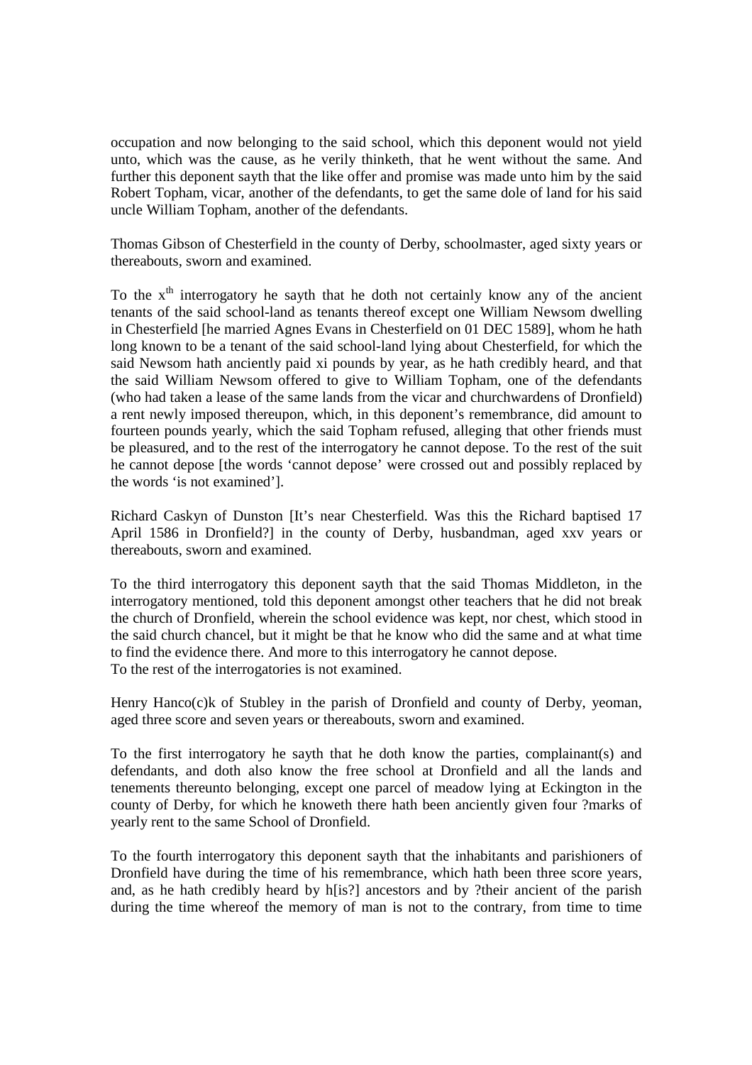occupation and now belonging to the said school, which this deponent would not yield unto, which was the cause, as he verily thinketh, that he went without the same. And further this deponent sayth that the like offer and promise was made unto him by the said Robert Topham, vicar, another of the defendants, to get the same dole of land for his said uncle William Topham, another of the defendants.

Thomas Gibson of Chesterfield in the county of Derby, schoolmaster, aged sixty years or thereabouts, sworn and examined.

To the x[th] interrogatory he sayth that he doth not certainly know any of the ancient tenants of the said school-land as tenants thereof except one William Newsom dwelling in Chesterfield [he married Agnes Evans in Chesterfield on 01 DEC 1589], whom he hath long known to be a tenant of the said school-land lying about Chesterfield, for which the said Newsom hath anciently paid xi pounds by year, as he hath credibly heard, and that the said William Newsom offered to give to William Topham, one of the defendants (who had taken a lease of the same lands from the vicar and churchwardens of Dronfield) a rent newly imposed thereupon, which, in this deponent's remembrance, did amount to fourteen pounds yearly, which the said Topham refused, alleging that other friends must be pleasured, and to the rest of the interrogatory he cannot depose. To the rest of the suit he cannot depose [the words 'cannot depose' were crossed out and possibly replaced by the words 'is not examined'].

Richard Caskyn of Dunston [It's near Chesterfield. Was this the Richard baptised 17 April 1586 in Dronfield?] in the county of Derby, husbandman, aged xxv years or thereabouts, sworn and examined.

To the third interrogatory this deponent sayth that the said Thomas Middleton, in the interrogatory mentioned, told this deponent amongst other teachers that he did not break the church of Dronfield, wherein the school evidence was kept, nor chest, which stood in the said church chancel, but it might be that he know who did the same and at what time to find the evidence there. And more to this interrogatory he cannot depose.
To the rest of the interrogatories is not examined.

Henry Hanco(c)k of Stubley in the parish of Dronfield and county of Derby, yeoman, aged three score and seven years or thereabouts, sworn and examined.

To the first interrogatory he sayth that he doth know the parties, complainant(s) and defendants, and doth also know the free school at Dronfield and all the lands and tenements thereunto belonging, except one parcel of meadow lying at Eckington in the county of Derby, for which he knoweth there hath been anciently given four ?marks of yearly rent to the same School of Dronfield.

To the fourth interrogatory this deponent sayth that the inhabitants and parishioners of Dronfield have during the time of his remembrance, which hath been three score years, and, as he hath credibly heard by h[is?] ancestors and by ?their ancient of the parish during the time whereof the memory of man is not to the contrary, from time to time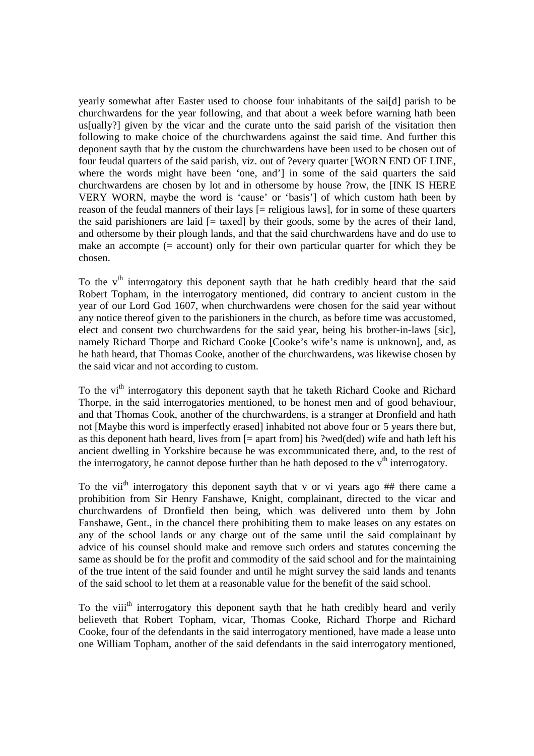yearly somewhat after Easter used to choose four inhabitants of the sai[d] parish to be churchwardens for the year following, and that about a week before warning hath been us[ually?] given by the vicar and the curate unto the said parish of the visitation then following to make choice of the churchwardens against the said time. And further this deponent sayth that by the custom the churchwardens have been used to be chosen out of four feudal quarters of the said parish, viz. out of ?every quarter [WORN END OF LINE, where the words might have been 'one, and'] in some of the said quarters the said churchwardens are chosen by lot and in othersome by house ?row, the [INK IS HERE VERY WORN, maybe the word is 'cause' or 'basis'] of which custom hath been by reason of the feudal manners of their lays [= religious laws], for in some of these quarters the said parishioners are laid [= taxed] by their goods, some by the acres of their land, and othersome by their plough lands, and that the said churchwardens have and do use to make an accompte (= account) only for their own particular quarter for which they be chosen.

To the v^th^ interrogatory this deponent sayth that he hath credibly heard that the said Robert Topham, in the interrogatory mentioned, did contrary to ancient custom in the year of our Lord God 1607, when churchwardens were chosen for the said year without any notice thereof given to the parishioners in the church, as before time was accustomed, elect and consent two churchwardens for the said year, being his brother-in-laws [sic], namely Richard Thorpe and Richard Cooke [Cooke's wife's name is unknown], and, as he hath heard, that Thomas Cooke, another of the churchwardens, was likewise chosen by the said vicar and not according to custom.

To the vi^th^ interrogatory this deponent sayth that he taketh Richard Cooke and Richard Thorpe, in the said interrogatories mentioned, to be honest men and of good behaviour, and that Thomas Cook, another of the churchwardens, is a stranger at Dronfield and hath not [Maybe this word is imperfectly erased] inhabited not above four or 5 years there but, as this deponent hath heard, lives from [= apart from] his ?wed(ded) wife and hath left his ancient dwelling in Yorkshire because he was excommunicated there, and, to the rest of the interrogatory, he cannot depose further than he hath deposed to the v^th^ interrogatory.

To the vii^th^ interrogatory this deponent sayth that v or vi years ago ## there came a prohibition from Sir Henry Fanshawe, Knight, complainant, directed to the vicar and churchwardens of Dronfield then being, which was delivered unto them by John Fanshawe, Gent., in the chancel there prohibiting them to make leases on any estates on any of the school lands or any charge out of the same until the said complainant by advice of his counsel should make and remove such orders and statutes concerning the same as should be for the profit and commodity of the said school and for the maintaining of the true intent of the said founder and until he might survey the said lands and tenants of the said school to let them at a reasonable value for the benefit of the said school.

To the viii^th^ interrogatory this deponent sayth that he hath credibly heard and verily believeth that Robert Topham, vicar, Thomas Cooke, Richard Thorpe and Richard Cooke, four of the defendants in the said interrogatory mentioned, have made a lease unto one William Topham, another of the said defendants in the said interrogatory mentioned,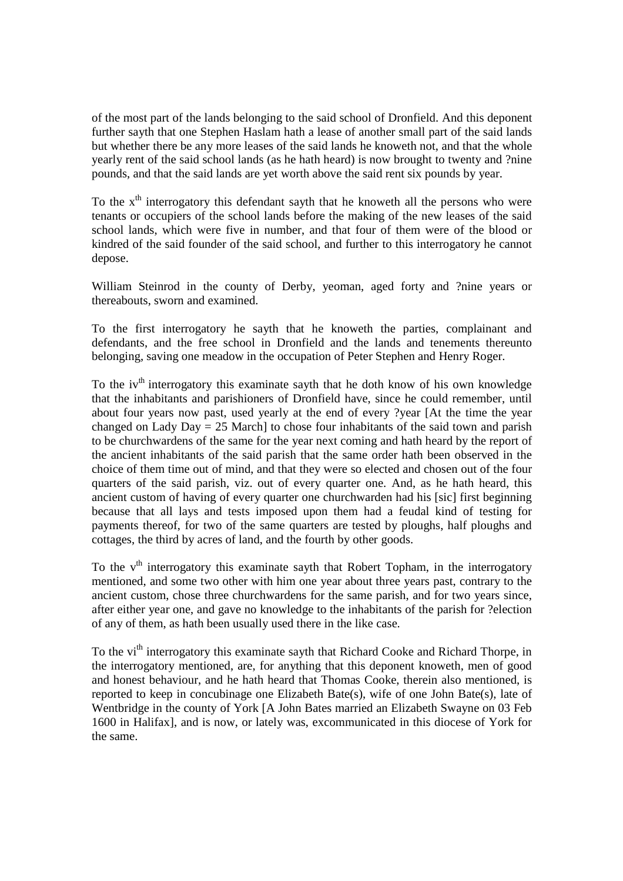of the most part of the lands belonging to the said school of Dronfield. And this deponent further sayth that one Stephen Haslam hath a lease of another small part of the said lands but whether there be any more leases of the said lands he knoweth not, and that the whole yearly rent of the said school lands (as he hath heard) is now brought to twenty and ?nine pounds, and that the said lands are yet worth above the said rent six pounds by year.

To the $x^{th}$ interrogatory this defendant sayth that he knoweth all the persons who were tenants or occupiers of the school lands before the making of the new leases of the said school lands, which were five in number, and that four of them were of the blood or kindred of the said founder of the said school, and further to this interrogatory he cannot depose.

William Steinrod in the county of Derby, yeoman, aged forty and ?nine years or thereabouts, sworn and examined.

To the first interrogatory he sayth that he knoweth the parties, complainant and defendants, and the free school in Dronfield and the lands and tenements thereunto belonging, saving one meadow in the occupation of Peter Stephen and Henry Roger.

To the $iv^{th}$ interrogatory this examinate sayth that he doth know of his own knowledge that the inhabitants and parishioners of Dronfield have, since he could remember, until about four years now past, used yearly at the end of every ?year [At the time the year changed on Lady Day = 25 March] to chose four inhabitants of the said town and parish to be churchwardens of the same for the year next coming and hath heard by the report of the ancient inhabitants of the said parish that the same order hath been observed in the choice of them time out of mind, and that they were so elected and chosen out of the four quarters of the said parish, viz. out of every quarter one. And, as he hath heard, this ancient custom of having of every quarter one churchwarden had his [sic] first beginning because that all lays and tests imposed upon them had a feudal kind of testing for payments thereof, for two of the same quarters are tested by ploughs, half ploughs and cottages, the third by acres of land, and the fourth by other goods.

To the $v^{th}$ interrogatory this examinate sayth that Robert Topham, in the interrogatory mentioned, and some two other with him one year about three years past, contrary to the ancient custom, chose three churchwardens for the same parish, and for two years since, after either year one, and gave no knowledge to the inhabitants of the parish for ?election of any of them, as hath been usually used there in the like case.

To the $vi^{th}$ interrogatory this examinate sayth that Richard Cooke and Richard Thorpe, in the interrogatory mentioned, are, for anything that this deponent knoweth, men of good and honest behaviour, and he hath heard that Thomas Cooke, therein also mentioned, is reported to keep in concubinage one Elizabeth Bate(s), wife of one John Bate(s), late of Wentbridge in the county of York [A John Bates married an Elizabeth Swayne on 03 Feb 1600 in Halifax], and is now, or lately was, excommunicated in this diocese of York for the same.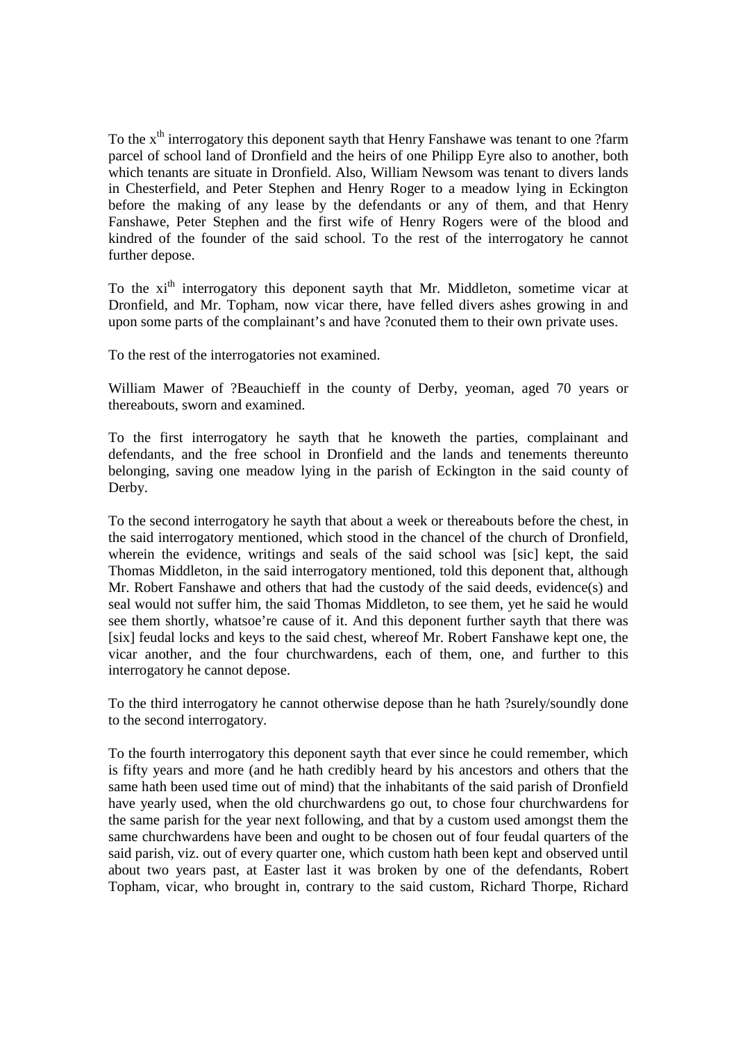To the x[th] interrogatory this deponent sayth that Henry Fanshawe was tenant to one ?farm parcel of school land of Dronfield and the heirs of one Philipp Eyre also to another, both which tenants are situate in Dronfield. Also, William Newsom was tenant to divers lands in Chesterfield, and Peter Stephen and Henry Roger to a meadow lying in Eckington before the making of any lease by the defendants or any of them, and that Henry Fanshawe, Peter Stephen and the first wife of Henry Rogers were of the blood and kindred of the founder of the said school. To the rest of the interrogatory he cannot further depose.

To the xi[th] interrogatory this deponent sayth that Mr. Middleton, sometime vicar at Dronfield, and Mr. Topham, now vicar there, have felled divers ashes growing in and upon some parts of the complainant's and have ?conuted them to their own private uses.

To the rest of the interrogatories not examined.

William Mawer of ?Beauchieff in the county of Derby, yeoman, aged 70 years or thereabouts, sworn and examined.

To the first interrogatory he sayth that he knoweth the parties, complainant and defendants, and the free school in Dronfield and the lands and tenements thereunto belonging, saving one meadow lying in the parish of Eckington in the said county of Derby.

To the second interrogatory he sayth that about a week or thereabouts before the chest, in the said interrogatory mentioned, which stood in the chancel of the church of Dronfield, wherein the evidence, writings and seals of the said school was [sic] kept, the said Thomas Middleton, in the said interrogatory mentioned, told this deponent that, although Mr. Robert Fanshawe and others that had the custody of the said deeds, evidence(s) and seal would not suffer him, the said Thomas Middleton, to see them, yet he said he would see them shortly, whatsoe're cause of it. And this deponent further sayth that there was [six] feudal locks and keys to the said chest, whereof Mr. Robert Fanshawe kept one, the vicar another, and the four churchwardens, each of them, one, and further to this interrogatory he cannot depose.

To the third interrogatory he cannot otherwise depose than he hath ?surely/soundly done to the second interrogatory.

To the fourth interrogatory this deponent sayth that ever since he could remember, which is fifty years and more (and he hath credibly heard by his ancestors and others that the same hath been used time out of mind) that the inhabitants of the said parish of Dronfield have yearly used, when the old churchwardens go out, to chose four churchwardens for the same parish for the year next following, and that by a custom used amongst them the same churchwardens have been and ought to be chosen out of four feudal quarters of the said parish, viz. out of every quarter one, which custom hath been kept and observed until about two years past, at Easter last it was broken by one of the defendants, Robert Topham, vicar, who brought in, contrary to the said custom, Richard Thorpe, Richard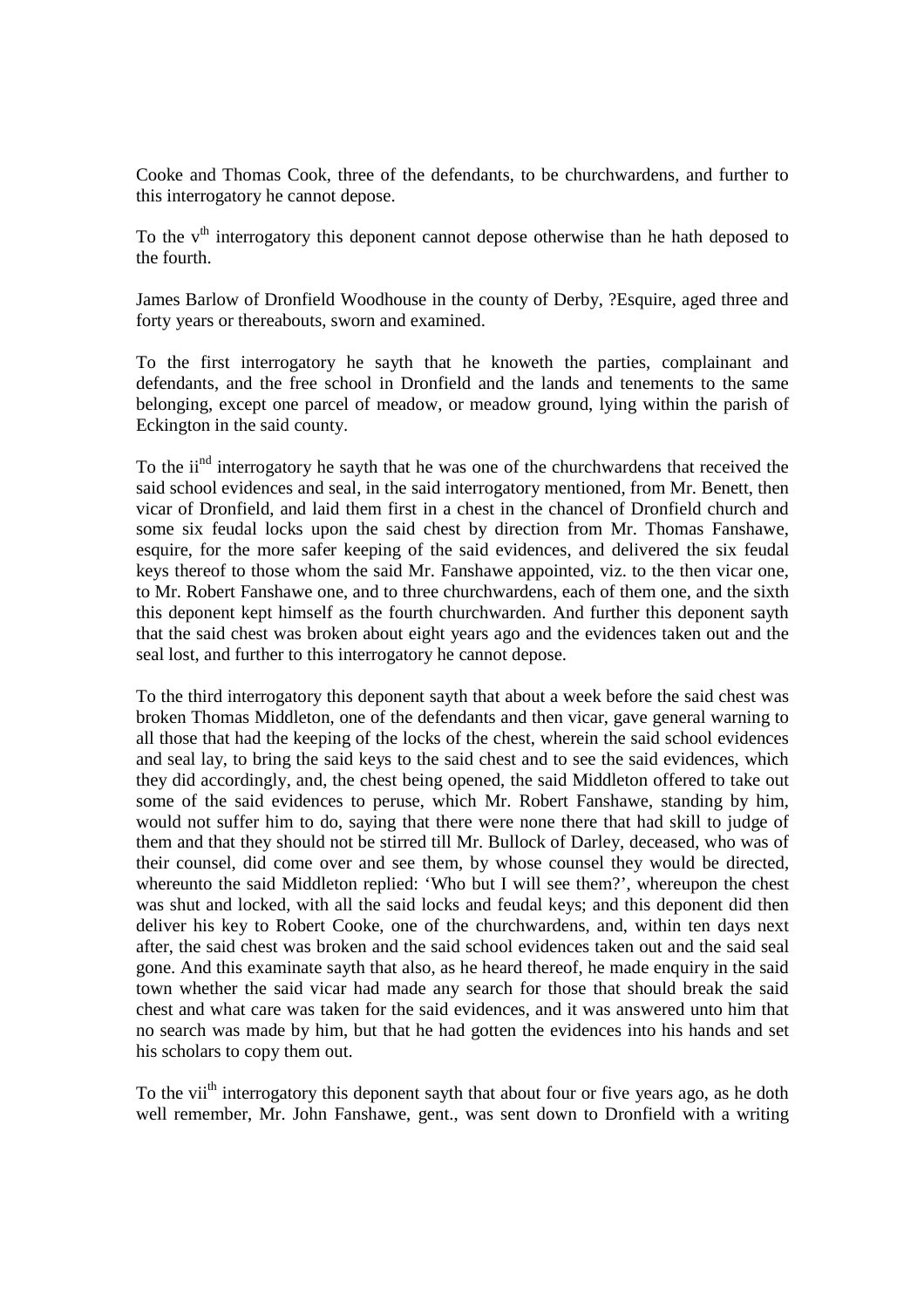Cooke and Thomas Cook, three of the defendants, to be churchwardens, and further to this interrogatory he cannot depose.

To the v$^{th}$ interrogatory this deponent cannot depose otherwise than he hath deposed to the fourth.

James Barlow of Dronfield Woodhouse in the county of Derby, ?Esquire, aged three and forty years or thereabouts, sworn and examined.

To the first interrogatory he sayth that he knoweth the parties, complainant and defendants, and the free school in Dronfield and the lands and tenements to the same belonging, except one parcel of meadow, or meadow ground, lying within the parish of Eckington in the said county.

To the ii$^{nd}$ interrogatory he sayth that he was one of the churchwardens that received the said school evidences and seal, in the said interrogatory mentioned, from Mr. Benett, then vicar of Dronfield, and laid them first in a chest in the chancel of Dronfield church and some six feudal locks upon the said chest by direction from Mr. Thomas Fanshawe, esquire, for the more safer keeping of the said evidences, and delivered the six feudal keys thereof to those whom the said Mr. Fanshawe appointed, viz. to the then vicar one, to Mr. Robert Fanshawe one, and to three churchwardens, each of them one, and the sixth this deponent kept himself as the fourth churchwarden. And further this deponent sayth that the said chest was broken about eight years ago and the evidences taken out and the seal lost, and further to this interrogatory he cannot depose.

To the third interrogatory this deponent sayth that about a week before the said chest was broken Thomas Middleton, one of the defendants and then vicar, gave general warning to all those that had the keeping of the locks of the chest, wherein the said school evidences and seal lay, to bring the said keys to the said chest and to see the said evidences, which they did accordingly, and, the chest being opened, the said Middleton offered to take out some of the said evidences to peruse, which Mr. Robert Fanshawe, standing by him, would not suffer him to do, saying that there were none there that had skill to judge of them and that they should not be stirred till Mr. Bullock of Darley, deceased, who was of their counsel, did come over and see them, by whose counsel they would be directed, whereunto the said Middleton replied: 'Who but I will see them?', whereupon the chest was shut and locked, with all the said locks and feudal keys; and this deponent did then deliver his key to Robert Cooke, one of the churchwardens, and, within ten days next after, the said chest was broken and the said school evidences taken out and the said seal gone. And this examinate sayth that also, as he heard thereof, he made enquiry in the said town whether the said vicar had made any search for those that should break the said chest and what care was taken for the said evidences, and it was answered unto him that no search was made by him, but that he had gotten the evidences into his hands and set his scholars to copy them out.

To the vii$^{th}$ interrogatory this deponent sayth that about four or five years ago, as he doth well remember, Mr. John Fanshawe, gent., was sent down to Dronfield with a writing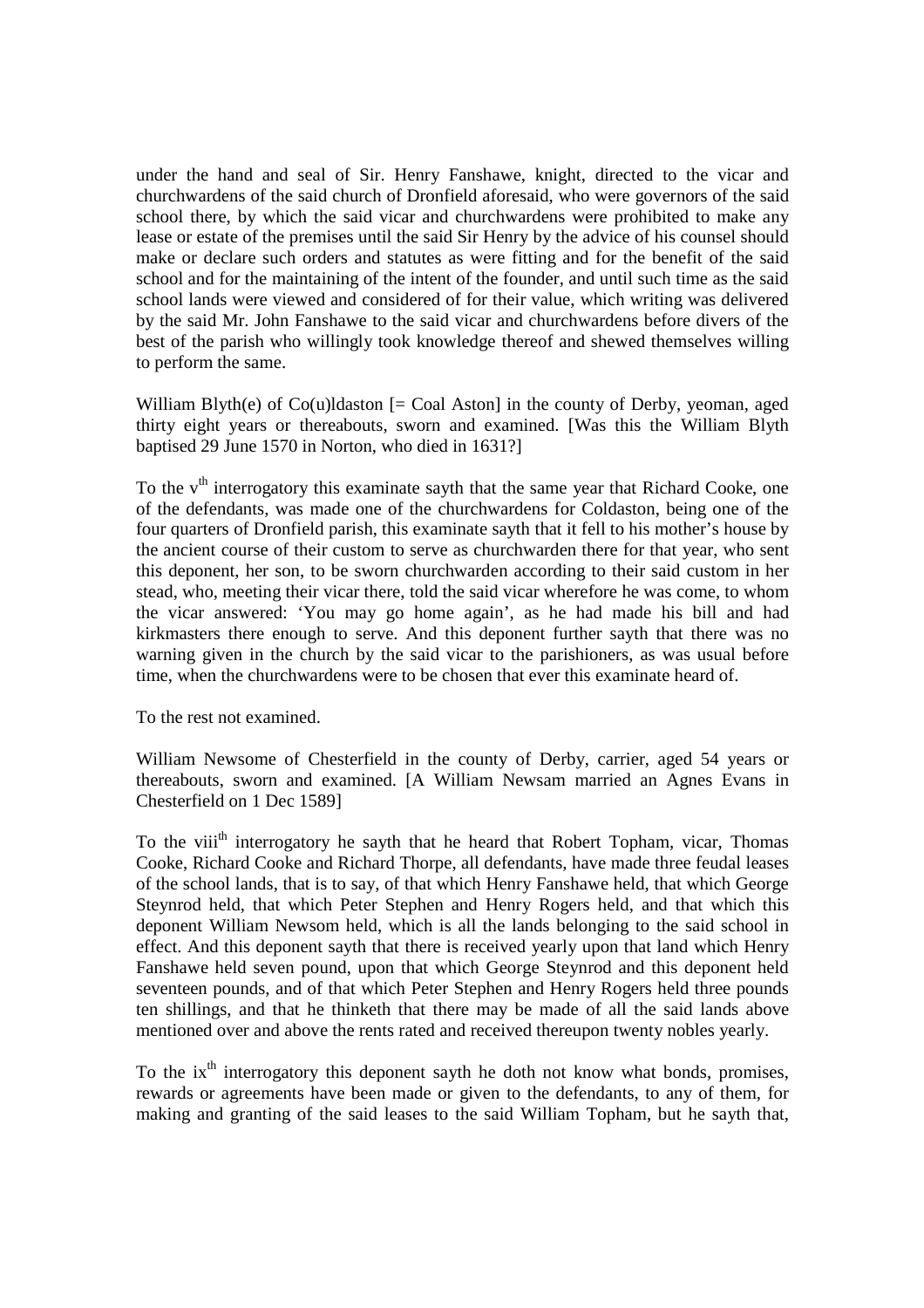under the hand and seal of Sir. Henry Fanshawe, knight, directed to the vicar and churchwardens of the said church of Dronfield aforesaid, who were governors of the said school there, by which the said vicar and churchwardens were prohibited to make any lease or estate of the premises until the said Sir Henry by the advice of his counsel should make or declare such orders and statutes as were fitting and for the benefit of the said school and for the maintaining of the intent of the founder, and until such time as the said school lands were viewed and considered of for their value, which writing was delivered by the said Mr. John Fanshawe to the said vicar and churchwardens before divers of the best of the parish who willingly took knowledge thereof and shewed themselves willing to perform the same.

William Blyth(e) of Co(u)ldaston [= Coal Aston] in the county of Derby, yeoman, aged thirty eight years or thereabouts, sworn and examined. [Was this the William Blyth baptised 29 June 1570 in Norton, who died in 1631?]

To the v[th] interrogatory this examinate sayth that the same year that Richard Cooke, one of the defendants, was made one of the churchwardens for Coldaston, being one of the four quarters of Dronfield parish, this examinate sayth that it fell to his mother's house by the ancient course of their custom to serve as churchwarden there for that year, who sent this deponent, her son, to be sworn churchwarden according to their said custom in her stead, who, meeting their vicar there, told the said vicar wherefore he was come, to whom the vicar answered: 'You may go home again', as he had made his bill and had kirkmasters there enough to serve. And this deponent further sayth that there was no warning given in the church by the said vicar to the parishioners, as was usual before time, when the churchwardens were to be chosen that ever this examinate heard of.

To the rest not examined.

William Newsome of Chesterfield in the county of Derby, carrier, aged 54 years or thereabouts, sworn and examined. [A William Newsam married an Agnes Evans in Chesterfield on 1 Dec 1589]

To the viii[th] interrogatory he sayth that he heard that Robert Topham, vicar, Thomas Cooke, Richard Cooke and Richard Thorpe, all defendants, have made three feudal leases of the school lands, that is to say, of that which Henry Fanshawe held, that which George Steynrod held, that which Peter Stephen and Henry Rogers held, and that which this deponent William Newsom held, which is all the lands belonging to the said school in effect. And this deponent sayth that there is received yearly upon that land which Henry Fanshawe held seven pound, upon that which George Steynrod and this deponent held seventeen pounds, and of that which Peter Stephen and Henry Rogers held three pounds ten shillings, and that he thinketh that there may be made of all the said lands above mentioned over and above the rents rated and received thereupon twenty nobles yearly.

To the ix[th] interrogatory this deponent sayth he doth not know what bonds, promises, rewards or agreements have been made or given to the defendants, to any of them, for making and granting of the said leases to the said William Topham, but he sayth that,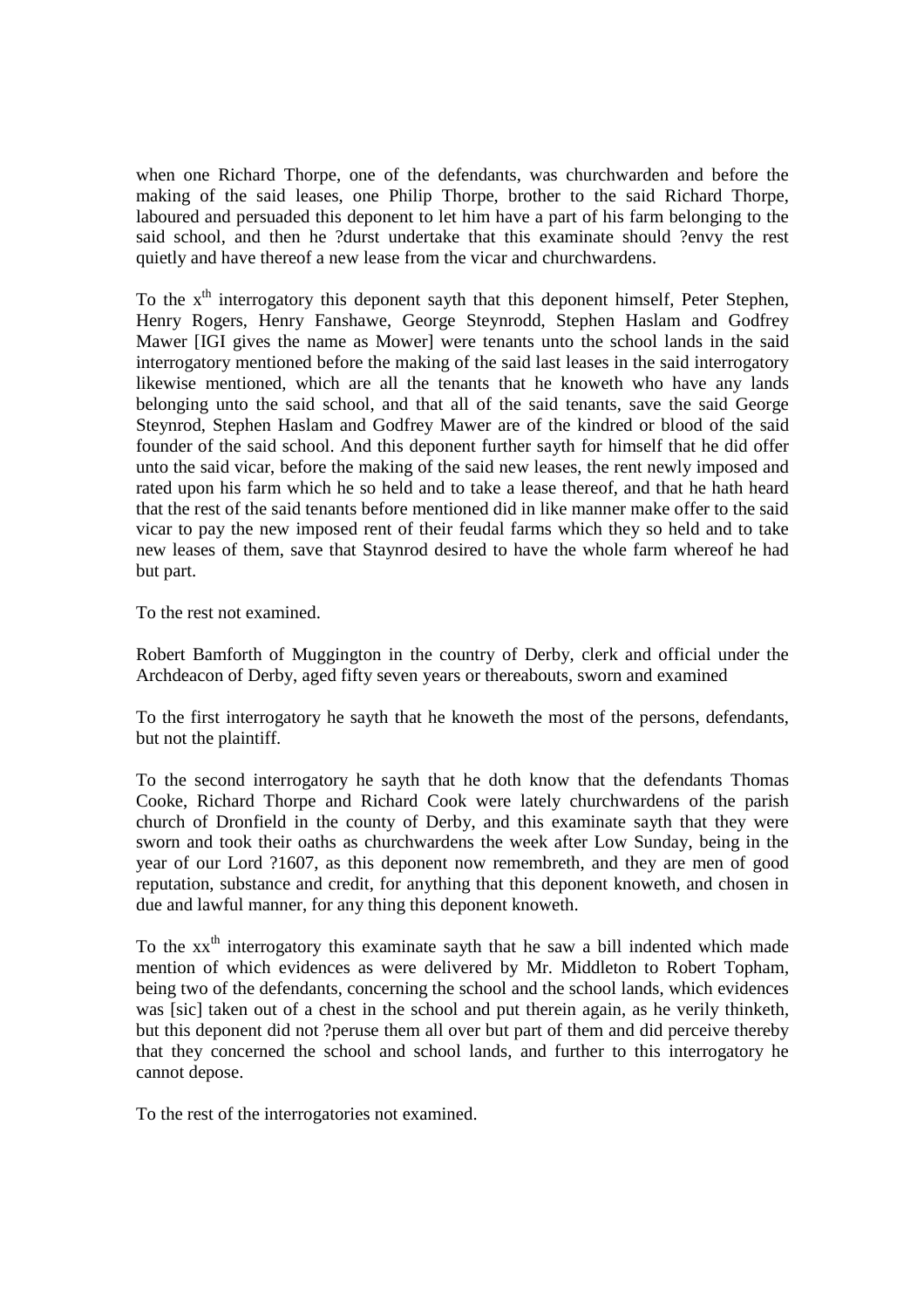when one Richard Thorpe, one of the defendants, was churchwarden and before the making of the said leases, one Philip Thorpe, brother to the said Richard Thorpe, laboured and persuaded this deponent to let him have a part of his farm belonging to the said school, and then he ?durst undertake that this examinate should ?envy the rest quietly and have thereof a new lease from the vicar and churchwardens.

To the x[th] interrogatory this deponent sayth that this deponent himself, Peter Stephen, Henry Rogers, Henry Fanshawe, George Steynrodd, Stephen Haslam and Godfrey Mawer [IGI gives the name as Mower] were tenants unto the school lands in the said interrogatory mentioned before the making of the said last leases in the said interrogatory likewise mentioned, which are all the tenants that he knoweth who have any lands belonging unto the said school, and that all of the said tenants, save the said George Steynrod, Stephen Haslam and Godfrey Mawer are of the kindred or blood of the said founder of the said school. And this deponent further sayth for himself that he did offer unto the said vicar, before the making of the said new leases, the rent newly imposed and rated upon his farm which he so held and to take a lease thereof, and that he hath heard that the rest of the said tenants before mentioned did in like manner make offer to the said vicar to pay the new imposed rent of their feudal farms which they so held and to take new leases of them, save that Staynrod desired to have the whole farm whereof he had but part.

To the rest not examined.

Robert Bamforth of Muggington in the country of Derby, clerk and official under the Archdeacon of Derby, aged fifty seven years or thereabouts, sworn and examined

To the first interrogatory he sayth that he knoweth the most of the persons, defendants, but not the plaintiff.

To the second interrogatory he sayth that he doth know that the defendants Thomas Cooke, Richard Thorpe and Richard Cook were lately churchwardens of the parish church of Dronfield in the county of Derby, and this examinate sayth that they were sworn and took their oaths as churchwardens the week after Low Sunday, being in the year of our Lord ?1607, as this deponent now remembreth, and they are men of good reputation, substance and credit, for anything that this deponent knoweth, and chosen in due and lawful manner, for any thing this deponent knoweth.

To the xx[th] interrogatory this examinate sayth that he saw a bill indented which made mention of which evidences as were delivered by Mr. Middleton to Robert Topham, being two of the defendants, concerning the school and the school lands, which evidences was [sic] taken out of a chest in the school and put therein again, as he verily thinketh, but this deponent did not ?peruse them all over but part of them and did perceive thereby that they concerned the school and school lands, and further to this interrogatory he cannot depose.

To the rest of the interrogatories not examined.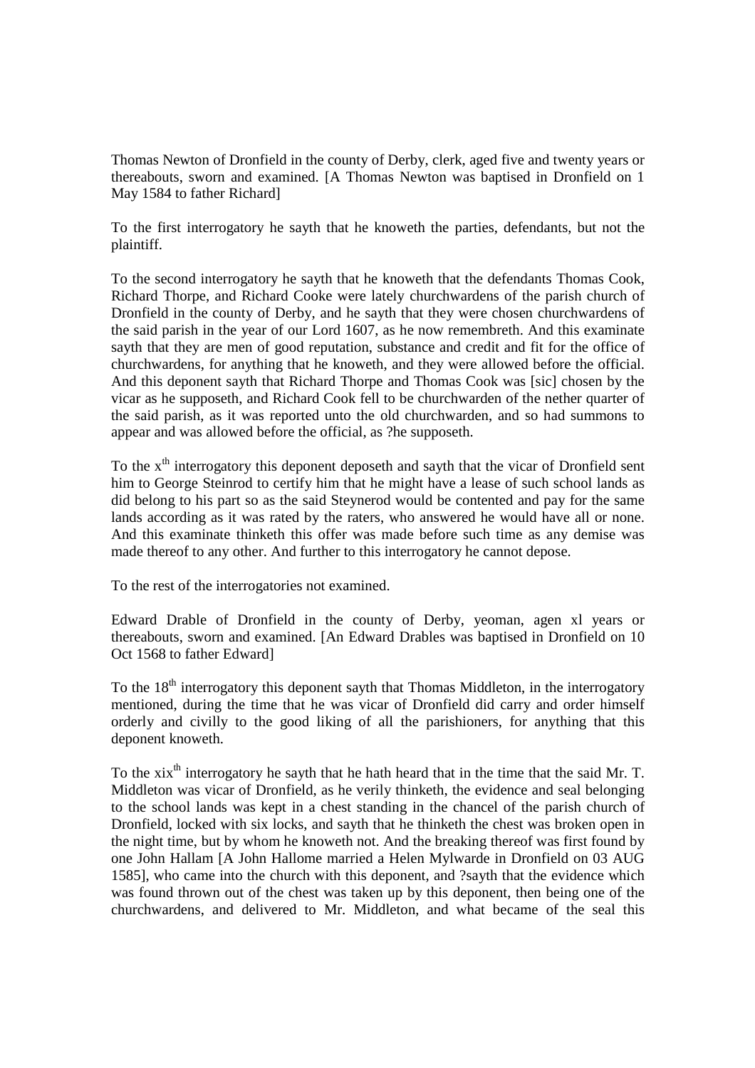Thomas Newton of Dronfield in the county of Derby, clerk, aged five and twenty years or thereabouts, sworn and examined. [A Thomas Newton was baptised in Dronfield on 1 May 1584 to father Richard]

To the first interrogatory he sayth that he knoweth the parties, defendants, but not the plaintiff.

To the second interrogatory he sayth that he knoweth that the defendants Thomas Cook, Richard Thorpe, and Richard Cooke were lately churchwardens of the parish church of Dronfield in the county of Derby, and he sayth that they were chosen churchwardens of the said parish in the year of our Lord 1607, as he now remembreth. And this examinate sayth that they are men of good reputation, substance and credit and fit for the office of churchwardens, for anything that he knoweth, and they were allowed before the official. And this deponent sayth that Richard Thorpe and Thomas Cook was [sic] chosen by the vicar as he supposeth, and Richard Cook fell to be churchwarden of the nether quarter of the said parish, as it was reported unto the old churchwarden, and so had summons to appear and was allowed before the official, as ?he supposeth.

To the x^th^ interrogatory this deponent deposeth and sayth that the vicar of Dronfield sent him to George Steinrod to certify him that he might have a lease of such school lands as did belong to his part so as the said Steynerod would be contented and pay for the same lands according as it was rated by the raters, who answered he would have all or none. And this examinate thinketh this offer was made before such time as any demise was made thereof to any other. And further to this interrogatory he cannot depose.

To the rest of the interrogatories not examined.

Edward Drable of Dronfield in the county of Derby, yeoman, agen xl years or thereabouts, sworn and examined. [An Edward Drables was baptised in Dronfield on 10 Oct 1568 to father Edward]

To the 18^th^ interrogatory this deponent sayth that Thomas Middleton, in the interrogatory mentioned, during the time that he was vicar of Dronfield did carry and order himself orderly and civilly to the good liking of all the parishioners, for anything that this deponent knoweth.

To the xix^th^ interrogatory he sayth that he hath heard that in the time that the said Mr. T. Middleton was vicar of Dronfield, as he verily thinketh, the evidence and seal belonging to the school lands was kept in a chest standing in the chancel of the parish church of Dronfield, locked with six locks, and sayth that he thinketh the chest was broken open in the night time, but by whom he knoweth not. And the breaking thereof was first found by one John Hallam [A John Hallome married a Helen Mylwarde in Dronfield on 03 AUG 1585], who came into the church with this deponent, and ?sayth that the evidence which was found thrown out of the chest was taken up by this deponent, then being one of the churchwardens, and delivered to Mr. Middleton, and what became of the seal this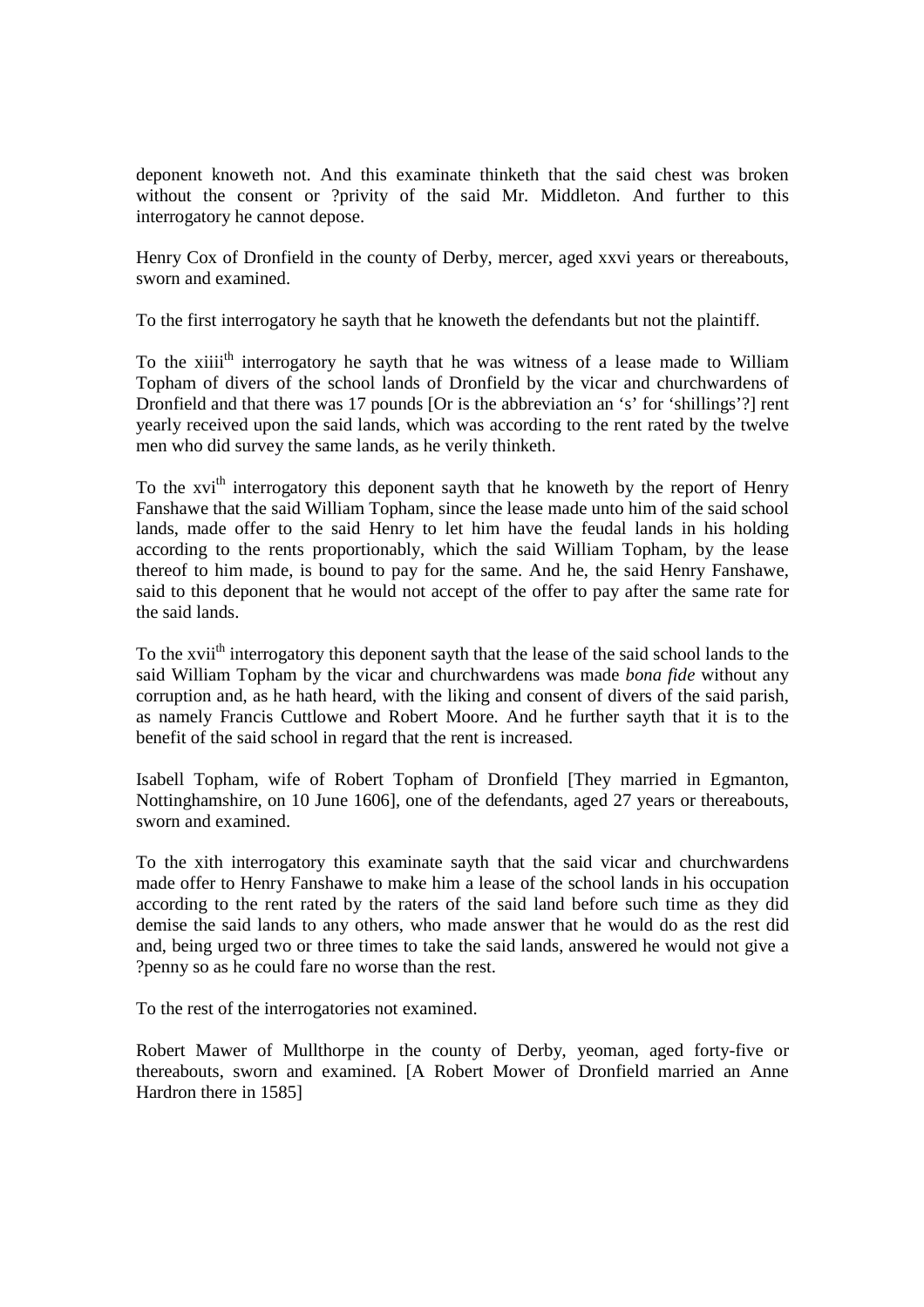deponent knoweth not. And this examinate thinketh that the said chest was broken without the consent or ?privity of the said Mr. Middleton. And further to this interrogatory he cannot depose.

Henry Cox of Dronfield in the county of Derby, mercer, aged xxvi years or thereabouts, sworn and examined.

To the first interrogatory he sayth that he knoweth the defendants but not the plaintiff.

To the xiiii[th] interrogatory he sayth that he was witness of a lease made to William Topham of divers of the school lands of Dronfield by the vicar and churchwardens of Dronfield and that there was 17 pounds [Or is the abbreviation an 's' for 'shillings'?] rent yearly received upon the said lands, which was according to the rent rated by the twelve men who did survey the same lands, as he verily thinketh.

To the xvi[th] interrogatory this deponent sayth that he knoweth by the report of Henry Fanshawe that the said William Topham, since the lease made unto him of the said school lands, made offer to the said Henry to let him have the feudal lands in his holding according to the rents proportionably, which the said William Topham, by the lease thereof to him made, is bound to pay for the same. And he, the said Henry Fanshawe, said to this deponent that he would not accept of the offer to pay after the same rate for the said lands.

To the xvii[th] interrogatory this deponent sayth that the lease of the said school lands to the said William Topham by the vicar and churchwardens was made *bona fide* without any corruption and, as he hath heard, with the liking and consent of divers of the said parish, as namely Francis Cuttlowe and Robert Moore. And he further sayth that it is to the benefit of the said school in regard that the rent is increased.

Isabell Topham, wife of Robert Topham of Dronfield [They married in Egmanton, Nottinghamshire, on 10 June 1606], one of the defendants, aged 27 years or thereabouts, sworn and examined.

To the xith interrogatory this examinate sayth that the said vicar and churchwardens made offer to Henry Fanshawe to make him a lease of the school lands in his occupation according to the rent rated by the raters of the said land before such time as they did demise the said lands to any others, who made answer that he would do as the rest did and, being urged two or three times to take the said lands, answered he would not give a ?penny so as he could fare no worse than the rest.

To the rest of the interrogatories not examined.

Robert Mawer of Mullthorpe in the county of Derby, yeoman, aged forty-five or thereabouts, sworn and examined. [A Robert Mower of Dronfield married an Anne Hardron there in 1585]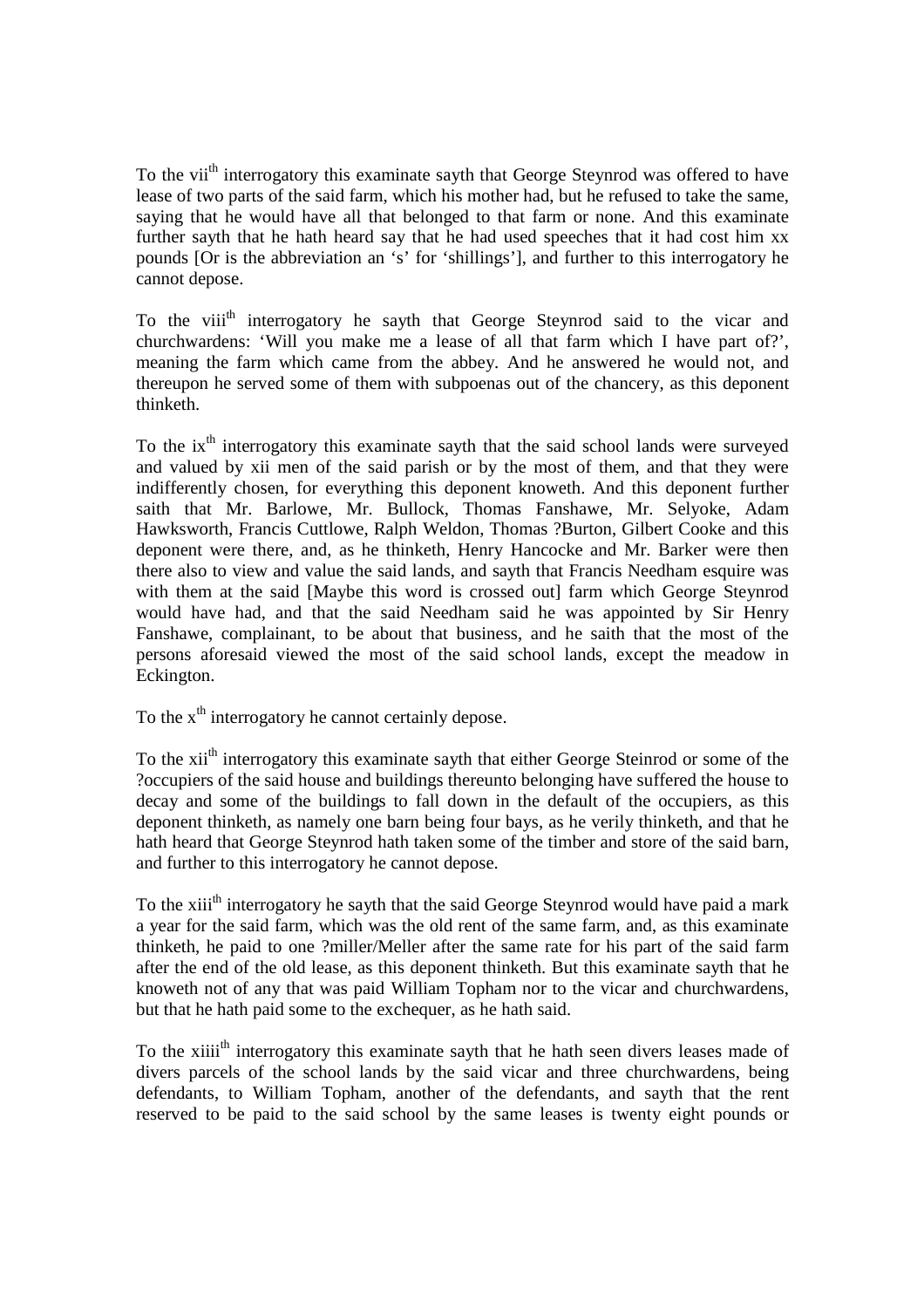To the vii[th] interrogatory this examinate sayth that George Steynrod was offered to have lease of two parts of the said farm, which his mother had, but he refused to take the same, saying that he would have all that belonged to that farm or none. And this examinate further sayth that he hath heard say that he had used speeches that it had cost him xx pounds [Or is the abbreviation an 's' for 'shillings'], and further to this interrogatory he cannot depose.

To the viii[th] interrogatory he sayth that George Steynrod said to the vicar and churchwardens: 'Will you make me a lease of all that farm which I have part of?', meaning the farm which came from the abbey. And he answered he would not, and thereupon he served some of them with subpoenas out of the chancery, as this deponent thinketh.

To the ix[th] interrogatory this examinate sayth that the said school lands were surveyed and valued by xii men of the said parish or by the most of them, and that they were indifferently chosen, for everything this deponent knoweth. And this deponent further saith that Mr. Barlowe, Mr. Bullock, Thomas Fanshawe, Mr. Selyoke, Adam Hawksworth, Francis Cuttlowe, Ralph Weldon, Thomas ?Burton, Gilbert Cooke and this deponent were there, and, as he thinketh, Henry Hancocke and Mr. Barker were then there also to view and value the said lands, and sayth that Francis Needham esquire was with them at the said [Maybe this word is crossed out] farm which George Steynrod would have had, and that the said Needham said he was appointed by Sir Henry Fanshawe, complainant, to be about that business, and he saith that the most of the persons aforesaid viewed the most of the said school lands, except the meadow in Eckington.

To the x[th] interrogatory he cannot certainly depose.

To the xii[th] interrogatory this examinate sayth that either George Steinrod or some of the ?occupiers of the said house and buildings thereunto belonging have suffered the house to decay and some of the buildings to fall down in the default of the occupiers, as this deponent thinketh, as namely one barn being four bays, as he verily thinketh, and that he hath heard that George Steynrod hath taken some of the timber and store of the said barn, and further to this interrogatory he cannot depose.

To the xiii[th] interrogatory he sayth that the said George Steynrod would have paid a mark a year for the said farm, which was the old rent of the same farm, and, as this examinate thinketh, he paid to one ?miller/Meller after the same rate for his part of the said farm after the end of the old lease, as this deponent thinketh. But this examinate sayth that he knoweth not of any that was paid William Topham nor to the vicar and churchwardens, but that he hath paid some to the exchequer, as he hath said.

To the xiiii[th] interrogatory this examinate sayth that he hath seen divers leases made of divers parcels of the school lands by the said vicar and three churchwardens, being defendants, to William Topham, another of the defendants, and sayth that the rent reserved to be paid to the said school by the same leases is twenty eight pounds or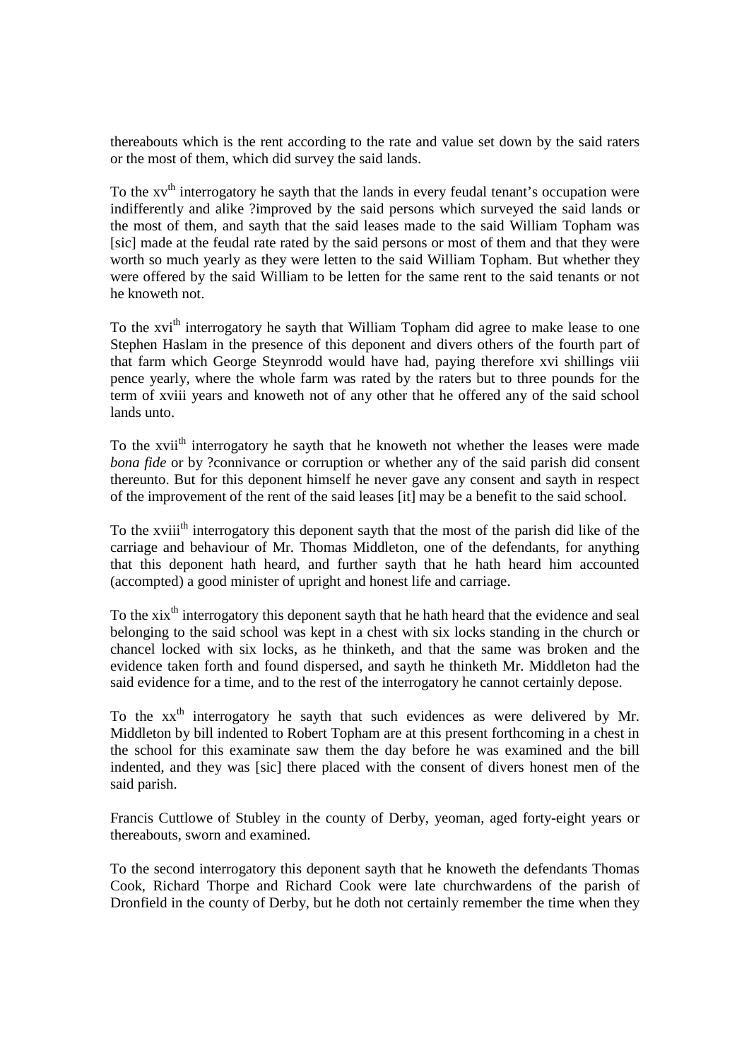thereabouts which is the rent according to the rate and value set down by the said raters or the most of them, which did survey the said lands.

To the xv$^{th}$ interrogatory he sayth that the lands in every feudal tenant's occupation were indifferently and alike ?improved by the said persons which surveyed the said lands or the most of them, and sayth that the said leases made to the said William Topham was [sic] made at the feudal rate rated by the said persons or most of them and that they were worth so much yearly as they were letten to the said William Topham. But whether they were offered by the said William to be letten for the same rent to the said tenants or not he knoweth not.

To the xvi$^{th}$ interrogatory he sayth that William Topham did agree to make lease to one Stephen Haslam in the presence of this deponent and divers others of the fourth part of that farm which George Steynrodd would have had, paying therefore xvi shillings viii pence yearly, where the whole farm was rated by the raters but to three pounds for the term of xviii years and knoweth not of any other that he offered any of the said school lands unto.

To the xvii$^{th}$ interrogatory he sayth that he knoweth not whether the leases were made *bona fide* or by ?connivance or corruption or whether any of the said parish did consent thereunto. But for this deponent himself he never gave any consent and sayth in respect of the improvement of the rent of the said leases [it] may be a benefit to the said school.

To the xviii$^{th}$ interrogatory this deponent sayth that the most of the parish did like of the carriage and behaviour of Mr. Thomas Middleton, one of the defendants, for anything that this deponent hath heard, and further sayth that he hath heard him accounted (accompted) a good minister of upright and honest life and carriage.

To the xix$^{th}$ interrogatory this deponent sayth that he hath heard that the evidence and seal belonging to the said school was kept in a chest with six locks standing in the church or chancel locked with six locks, as he thinketh, and that the same was broken and the evidence taken forth and found dispersed, and sayth he thinketh Mr. Middleton had the said evidence for a time, and to the rest of the interrogatory he cannot certainly depose.

To the xx$^{th}$ interrogatory he sayth that such evidences as were delivered by Mr. Middleton by bill indented to Robert Topham are at this present forthcoming in a chest in the school for this examinate saw them the day before he was examined and the bill indented, and they was [sic] there placed with the consent of divers honest men of the said parish.

Francis Cuttlowe of Stubley in the county of Derby, yeoman, aged forty-eight years or thereabouts, sworn and examined.

To the second interrogatory this deponent sayth that he knoweth the defendants Thomas Cook, Richard Thorpe and Richard Cook were late churchwardens of the parish of Dronfield in the county of Derby, but he doth not certainly remember the time when they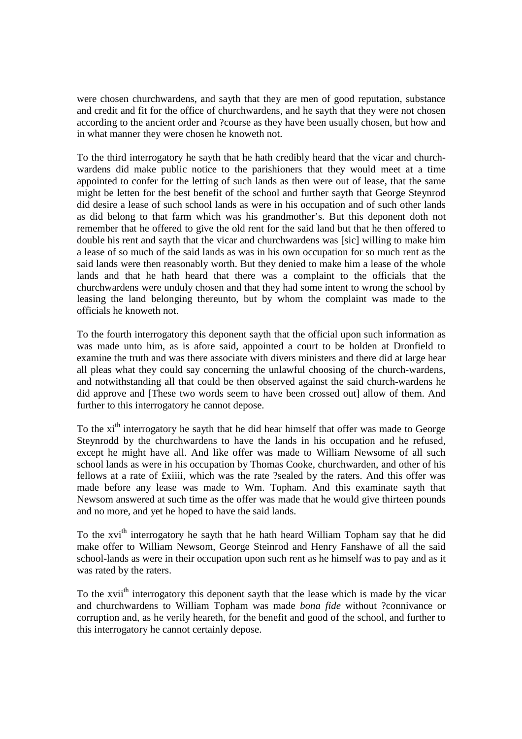were chosen churchwardens, and sayth that they are men of good reputation, substance and credit and fit for the office of churchwardens, and he sayth that they were not chosen according to the ancient order and ?course as they have been usually chosen, but how and in what manner they were chosen he knoweth not.

To the third interrogatory he sayth that he hath credibly heard that the vicar and church-wardens did make public notice to the parishioners that they would meet at a time appointed to confer for the letting of such lands as then were out of lease, that the same might be letten for the best benefit of the school and further sayth that George Steynrod did desire a lease of such school lands as were in his occupation and of such other lands as did belong to that farm which was his grandmother's. But this deponent doth not remember that he offered to give the old rent for the said land but that he then offered to double his rent and sayth that the vicar and churchwardens was [sic] willing to make him a lease of so much of the said lands as was in his own occupation for so much rent as the said lands were then reasonably worth. But they denied to make him a lease of the whole lands and that he hath heard that there was a complaint to the officials that the churchwardens were unduly chosen and that they had some intent to wrong the school by leasing the land belonging thereunto, but by whom the complaint was made to the officials he knoweth not.

To the fourth interrogatory this deponent sayth that the official upon such information as was made unto him, as is afore said, appointed a court to be holden at Dronfield to examine the truth and was there associate with divers ministers and there did at large hear all pleas what they could say concerning the unlawful choosing of the church-wardens, and notwithstanding all that could be then observed against the said church-wardens he did approve and [These two words seem to have been crossed out] allow of them. And further to this interrogatory he cannot depose.

To the xi[th] interrogatory he sayth that he did hear himself that offer was made to George Steynrodd by the churchwardens to have the lands in his occupation and he refused, except he might have all. And like offer was made to William Newsome of all such school lands as were in his occupation by Thomas Cooke, churchwarden, and other of his fellows at a rate of £xiiii, which was the rate ?sealed by the raters. And this offer was made before any lease was made to Wm. Topham. And this examinate sayth that Newsom answered at such time as the offer was made that he would give thirteen pounds and no more, and yet he hoped to have the said lands.

To the xvi[th] interrogatory he sayth that he hath heard William Topham say that he did make offer to William Newsom, George Steinrod and Henry Fanshawe of all the said school-lands as were in their occupation upon such rent as he himself was to pay and as it was rated by the raters.

To the xvii[th] interrogatory this deponent sayth that the lease which is made by the vicar and churchwardens to William Topham was made *bona fide* without ?connivance or corruption and, as he verily heareth, for the benefit and good of the school, and further to this interrogatory he cannot certainly depose.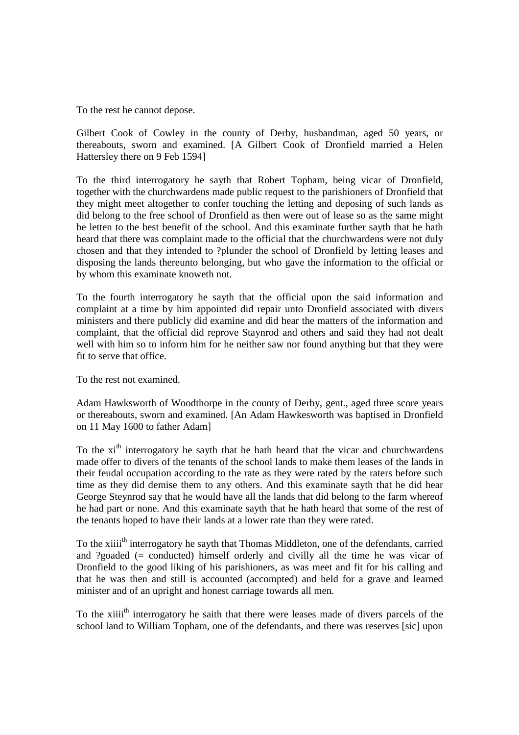To the rest he cannot depose.

Gilbert Cook of Cowley in the county of Derby, husbandman, aged 50 years, or thereabouts, sworn and examined. [A Gilbert Cook of Dronfield married a Helen Hattersley there on 9 Feb 1594]

To the third interrogatory he sayth that Robert Topham, being vicar of Dronfield, together with the churchwardens made public request to the parishioners of Dronfield that they might meet altogether to confer touching the letting and deposing of such lands as did belong to the free school of Dronfield as then were out of lease so as the same might be letten to the best benefit of the school. And this examinate further sayth that he hath heard that there was complaint made to the official that the churchwardens were not duly chosen and that they intended to ?plunder the school of Dronfield by letting leases and disposing the lands thereunto belonging, but who gave the information to the official or by whom this examinate knoweth not.

To the fourth interrogatory he sayth that the official upon the said information and complaint at a time by him appointed did repair unto Dronfield associated with divers ministers and there publicly did examine and did hear the matters of the information and complaint, that the official did reprove Staynrod and others and said they had not dealt well with him so to inform him for he neither saw nor found anything but that they were fit to serve that office.

To the rest not examined.

Adam Hawksworth of Woodthorpe in the county of Derby, gent., aged three score years or thereabouts, sworn and examined. [An Adam Hawkesworth was baptised in Dronfield on 11 May 1600 to father Adam]

To the xi[th] interrogatory he sayth that he hath heard that the vicar and churchwardens made offer to divers of the tenants of the school lands to make them leases of the lands in their feudal occupation according to the rate as they were rated by the raters before such time as they did demise them to any others. And this examinate sayth that he did hear George Steynrod say that he would have all the lands that did belong to the farm whereof he had part or none. And this examinate sayth that he hath heard that some of the rest of the tenants hoped to have their lands at a lower rate than they were rated.

To the xiiii[th] interrogatory he sayth that Thomas Middleton, one of the defendants, carried and ?goaded (= conducted) himself orderly and civilly all the time he was vicar of Dronfield to the good liking of his parishioners, as was meet and fit for his calling and that he was then and still is accounted (accompted) and held for a grave and learned minister and of an upright and honest carriage towards all men.

To the xiiii[th] interrogatory he saith that there were leases made of divers parcels of the school land to William Topham, one of the defendants, and there was reserves [sic] upon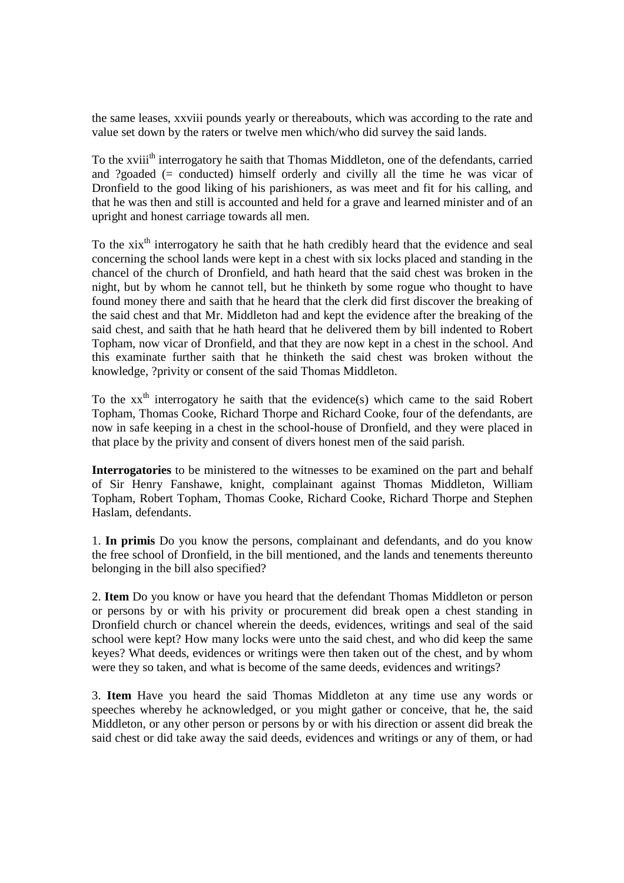the same leases, xxviii pounds yearly or thereabouts, which was according to the rate and value set down by the raters or twelve men which/who did survey the said lands.

To the xviii[th] interrogatory he saith that Thomas Middleton, one of the defendants, carried and ?goaded (= conducted) himself orderly and civilly all the time he was vicar of Dronfield to the good liking of his parishioners, as was meet and fit for his calling, and that he was then and still is accounted and held for a grave and learned minister and of an upright and honest carriage towards all men.

To the xix[th] interrogatory he saith that he hath credibly heard that the evidence and seal concerning the school lands were kept in a chest with six locks placed and standing in the chancel of the church of Dronfield, and hath heard that the said chest was broken in the night, but by whom he cannot tell, but he thinketh by some rogue who thought to have found money there and saith that he heard that the clerk did first discover the breaking of the said chest and that Mr. Middleton had and kept the evidence after the breaking of the said chest, and saith that he hath heard that he delivered them by bill indented to Robert Topham, now vicar of Dronfield, and that they are now kept in a chest in the school. And this examinate further saith that he thinketh the said chest was broken without the knowledge, ?privity or consent of the said Thomas Middleton.

To the xx[th] interrogatory he saith that the evidence(s) which came to the said Robert Topham, Thomas Cooke, Richard Thorpe and Richard Cooke, four of the defendants, are now in safe keeping in a chest in the school-house of Dronfield, and they were placed in that place by the privity and consent of divers honest men of the said parish.

**Interrogatories** to be ministered to the witnesses to be examined on the part and behalf of Sir Henry Fanshawe, knight, complainant against Thomas Middleton, William Topham, Robert Topham, Thomas Cooke, Richard Cooke, Richard Thorpe and Stephen Haslam, defendants.

1. **In primis** Do you know the persons, complainant and defendants, and do you know the free school of Dronfield, in the bill mentioned, and the lands and tenements thereunto belonging in the bill also specified?

2. **Item** Do you know or have you heard that the defendant Thomas Middleton or person or persons by or with his privity or procurement did break open a chest standing in Dronfield church or chancel wherein the deeds, evidences, writings and seal of the said school were kept? How many locks were unto the said chest, and who did keep the same keyes? What deeds, evidences or writings were then taken out of the chest, and by whom were they so taken, and what is become of the same deeds, evidences and writings?

3. **Item** Have you heard the said Thomas Middleton at any time use any words or speeches whereby he acknowledged, or you might gather or conceive, that he, the said Middleton, or any other person or persons by or with his direction or assent did break the said chest or did take away the said deeds, evidences and writings or any of them, or had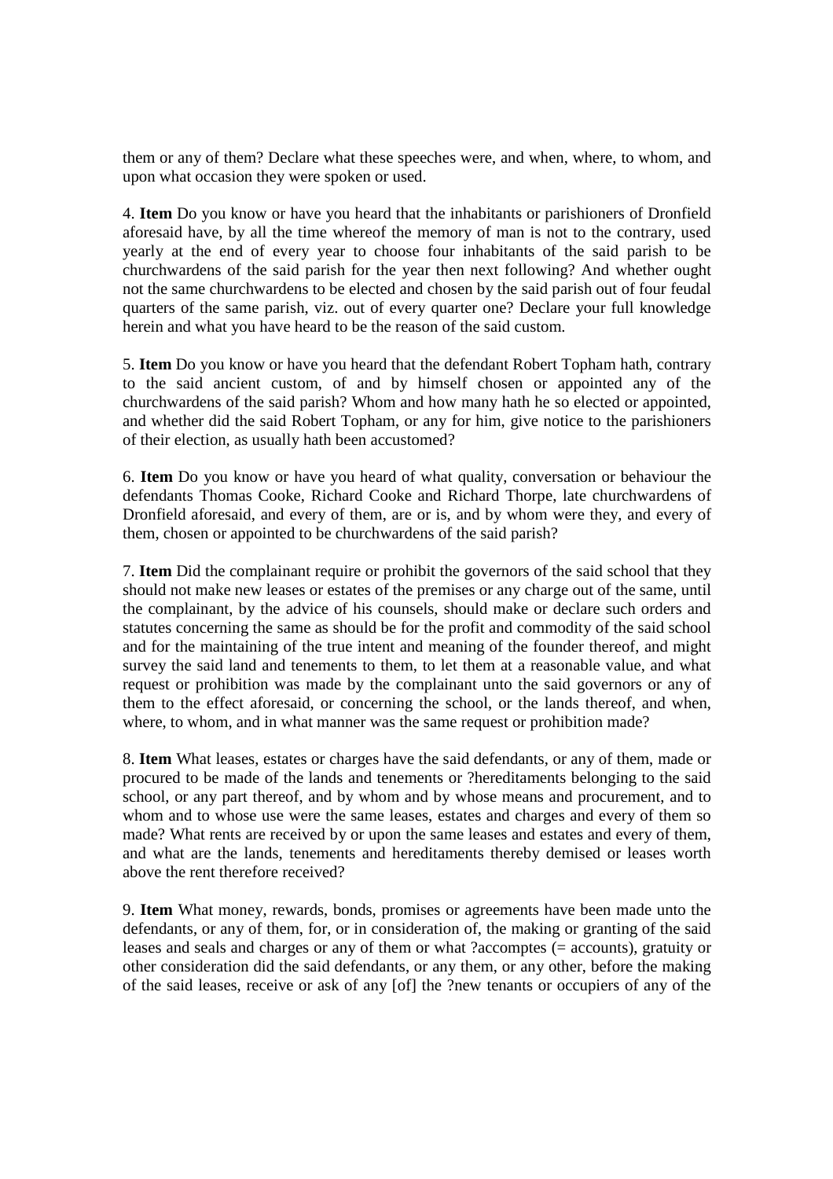them or any of them? Declare what these speeches were, and when, where, to whom, and upon what occasion they were spoken or used.

4. **Item** Do you know or have you heard that the inhabitants or parishioners of Dronfield aforesaid have, by all the time whereof the memory of man is not to the contrary, used yearly at the end of every year to choose four inhabitants of the said parish to be churchwardens of the said parish for the year then next following? And whether ought not the same churchwardens to be elected and chosen by the said parish out of four feudal quarters of the same parish, viz. out of every quarter one? Declare your full knowledge herein and what you have heard to be the reason of the said custom.

5. **Item** Do you know or have you heard that the defendant Robert Topham hath, contrary to the said ancient custom, of and by himself chosen or appointed any of the churchwardens of the said parish? Whom and how many hath he so elected or appointed, and whether did the said Robert Topham, or any for him, give notice to the parishioners of their election, as usually hath been accustomed?

6. **Item** Do you know or have you heard of what quality, conversation or behaviour the defendants Thomas Cooke, Richard Cooke and Richard Thorpe, late churchwardens of Dronfield aforesaid, and every of them, are or is, and by whom were they, and every of them, chosen or appointed to be churchwardens of the said parish?

7. **Item** Did the complainant require or prohibit the governors of the said school that they should not make new leases or estates of the premises or any charge out of the same, until the complainant, by the advice of his counsels, should make or declare such orders and statutes concerning the same as should be for the profit and commodity of the said school and for the maintaining of the true intent and meaning of the founder thereof, and might survey the said land and tenements to them, to let them at a reasonable value, and what request or prohibition was made by the complainant unto the said governors or any of them to the effect aforesaid, or concerning the school, or the lands thereof, and when, where, to whom, and in what manner was the same request or prohibition made?

8. **Item** What leases, estates or charges have the said defendants, or any of them, made or procured to be made of the lands and tenements or ?hereditaments belonging to the said school, or any part thereof, and by whom and by whose means and procurement, and to whom and to whose use were the same leases, estates and charges and every of them so made? What rents are received by or upon the same leases and estates and every of them, and what are the lands, tenements and hereditaments thereby demised or leases worth above the rent therefore received?

9. **Item** What money, rewards, bonds, promises or agreements have been made unto the defendants, or any of them, for, or in consideration of, the making or granting of the said leases and seals and charges or any of them or what ?accomptes (= accounts), gratuity or other consideration did the said defendants, or any them, or any other, before the making of the said leases, receive or ask of any [of] the ?new tenants or occupiers of any of the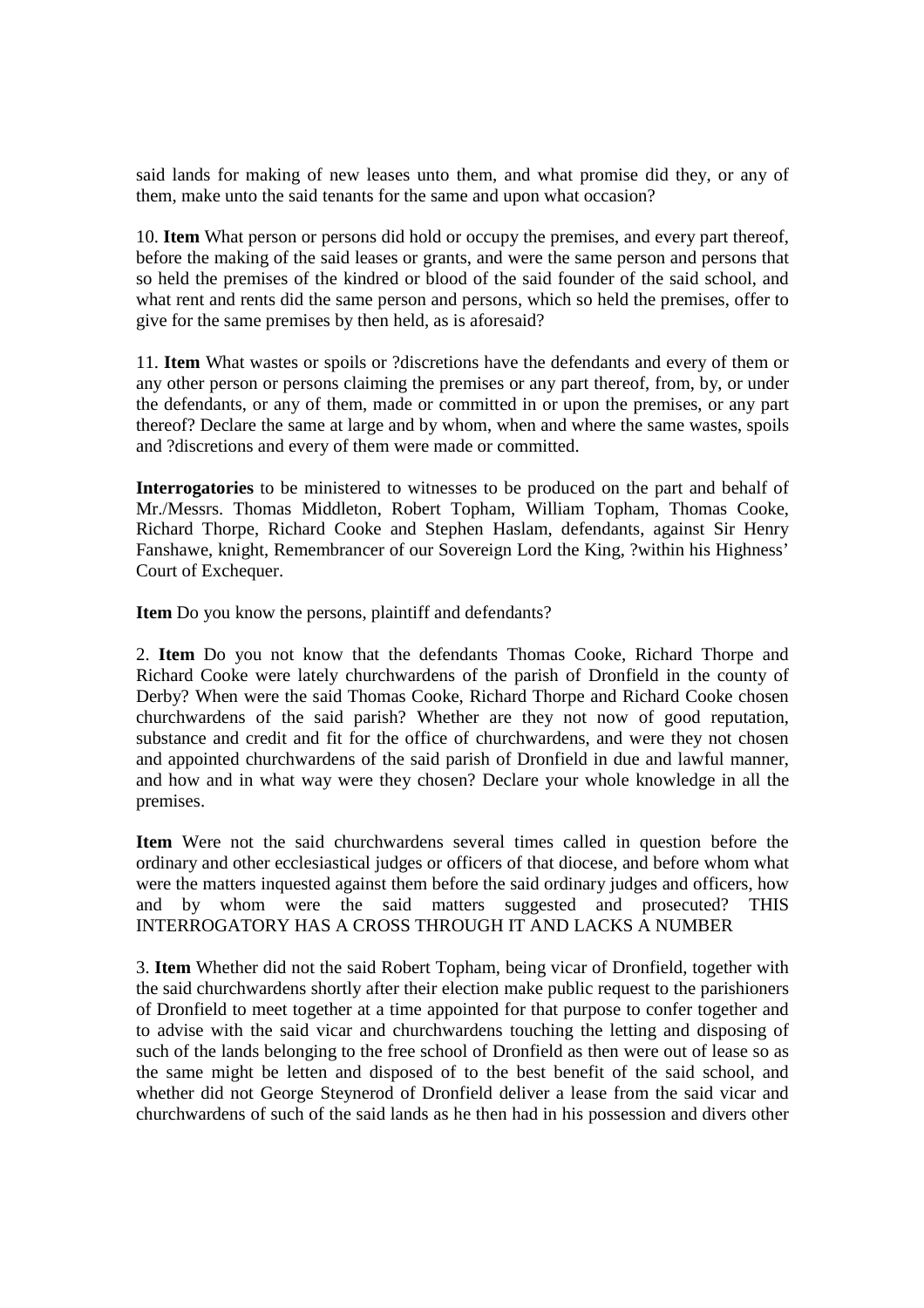said lands for making of new leases unto them, and what promise did they, or any of them, make unto the said tenants for the same and upon what occasion?

10. **Item** What person or persons did hold or occupy the premises, and every part thereof, before the making of the said leases or grants, and were the same person and persons that so held the premises of the kindred or blood of the said founder of the said school, and what rent and rents did the same person and persons, which so held the premises, offer to give for the same premises by then held, as is aforesaid?

11. **Item** What wastes or spoils or ?discretions have the defendants and every of them or any other person or persons claiming the premises or any part thereof, from, by, or under the defendants, or any of them, made or committed in or upon the premises, or any part thereof? Declare the same at large and by whom, when and where the same wastes, spoils and ?discretions and every of them were made or committed.

**Interrogatories** to be ministered to witnesses to be produced on the part and behalf of Mr./Messrs. Thomas Middleton, Robert Topham, William Topham, Thomas Cooke, Richard Thorpe, Richard Cooke and Stephen Haslam, defendants, against Sir Henry Fanshawe, knight, Remembrancer of our Sovereign Lord the King, ?within his Highness' Court of Exchequer.

**Item** Do you know the persons, plaintiff and defendants?

2. **Item** Do you not know that the defendants Thomas Cooke, Richard Thorpe and Richard Cooke were lately churchwardens of the parish of Dronfield in the county of Derby? When were the said Thomas Cooke, Richard Thorpe and Richard Cooke chosen churchwardens of the said parish? Whether are they not now of good reputation, substance and credit and fit for the office of churchwardens, and were they not chosen and appointed churchwardens of the said parish of Dronfield in due and lawful manner, and how and in what way were they chosen? Declare your whole knowledge in all the premises.

**Item** Were not the said churchwardens several times called in question before the ordinary and other ecclesiastical judges or officers of that diocese, and before whom what were the matters inquested against them before the said ordinary judges and officers, how and by whom were the said matters suggested and prosecuted? THIS INTERROGATORY HAS A CROSS THROUGH IT AND LACKS A NUMBER

3. **Item** Whether did not the said Robert Topham, being vicar of Dronfield, together with the said churchwardens shortly after their election make public request to the parishioners of Dronfield to meet together at a time appointed for that purpose to confer together and to advise with the said vicar and churchwardens touching the letting and disposing of such of the lands belonging to the free school of Dronfield as then were out of lease so as the same might be letten and disposed of to the best benefit of the said school, and whether did not George Steynerod of Dronfield deliver a lease from the said vicar and churchwardens of such of the said lands as he then had in his possession and divers other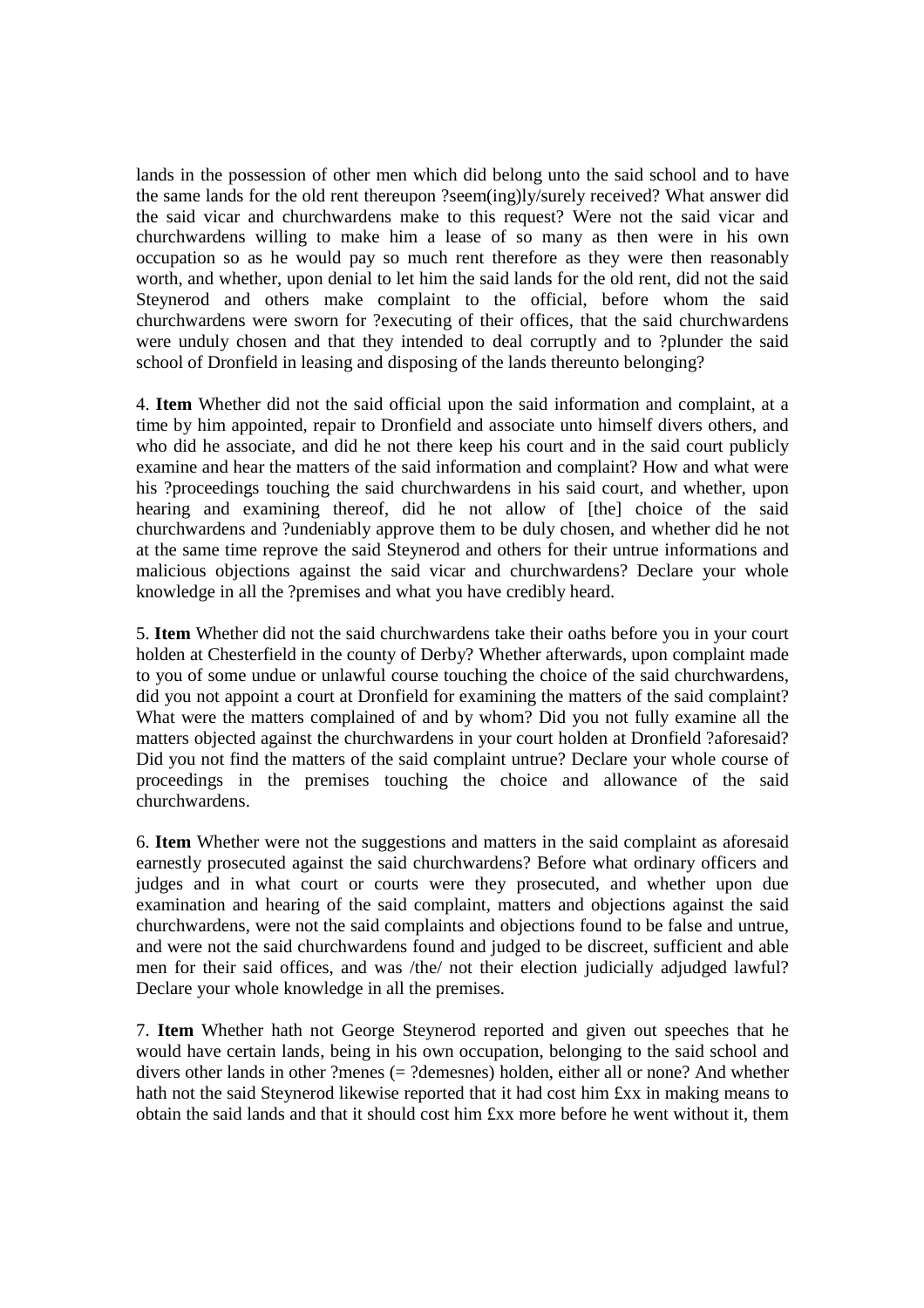lands in the possession of other men which did belong unto the said school and to have the same lands for the old rent thereupon ?seem(ing)ly/surely received? What answer did the said vicar and churchwardens make to this request? Were not the said vicar and churchwardens willing to make him a lease of so many as then were in his own occupation so as he would pay so much rent therefore as they were then reasonably worth, and whether, upon denial to let him the said lands for the old rent, did not the said Steynerod and others make complaint to the official, before whom the said churchwardens were sworn for ?executing of their offices, that the said churchwardens were unduly chosen and that they intended to deal corruptly and to ?plunder the said school of Dronfield in leasing and disposing of the lands thereunto belonging?

4. **Item** Whether did not the said official upon the said information and complaint, at a time by him appointed, repair to Dronfield and associate unto himself divers others, and who did he associate, and did he not there keep his court and in the said court publicly examine and hear the matters of the said information and complaint? How and what were his ?proceedings touching the said churchwardens in his said court, and whether, upon hearing and examining thereof, did he not allow of [the] choice of the said churchwardens and ?undeniably approve them to be duly chosen, and whether did he not at the same time reprove the said Steynerod and others for their untrue informations and malicious objections against the said vicar and churchwardens? Declare your whole knowledge in all the ?premises and what you have credibly heard.

5. **Item** Whether did not the said churchwardens take their oaths before you in your court holden at Chesterfield in the county of Derby? Whether afterwards, upon complaint made to you of some undue or unlawful course touching the choice of the said churchwardens, did you not appoint a court at Dronfield for examining the matters of the said complaint? What were the matters complained of and by whom? Did you not fully examine all the matters objected against the churchwardens in your court holden at Dronfield ?aforesaid? Did you not find the matters of the said complaint untrue? Declare your whole course of proceedings in the premises touching the choice and allowance of the said churchwardens.

6. **Item** Whether were not the suggestions and matters in the said complaint as aforesaid earnestly prosecuted against the said churchwardens? Before what ordinary officers and judges and in what court or courts were they prosecuted, and whether upon due examination and hearing of the said complaint, matters and objections against the said churchwardens, were not the said complaints and objections found to be false and untrue, and were not the said churchwardens found and judged to be discreet, sufficient and able men for their said offices, and was /the/ not their election judicially adjudged lawful? Declare your whole knowledge in all the premises.

7. **Item** Whether hath not George Steynerod reported and given out speeches that he would have certain lands, being in his own occupation, belonging to the said school and divers other lands in other ?menes (= ?demesnes) holden, either all or none? And whether hath not the said Steynerod likewise reported that it had cost him £xx in making means to obtain the said lands and that it should cost him £xx more before he went without it, them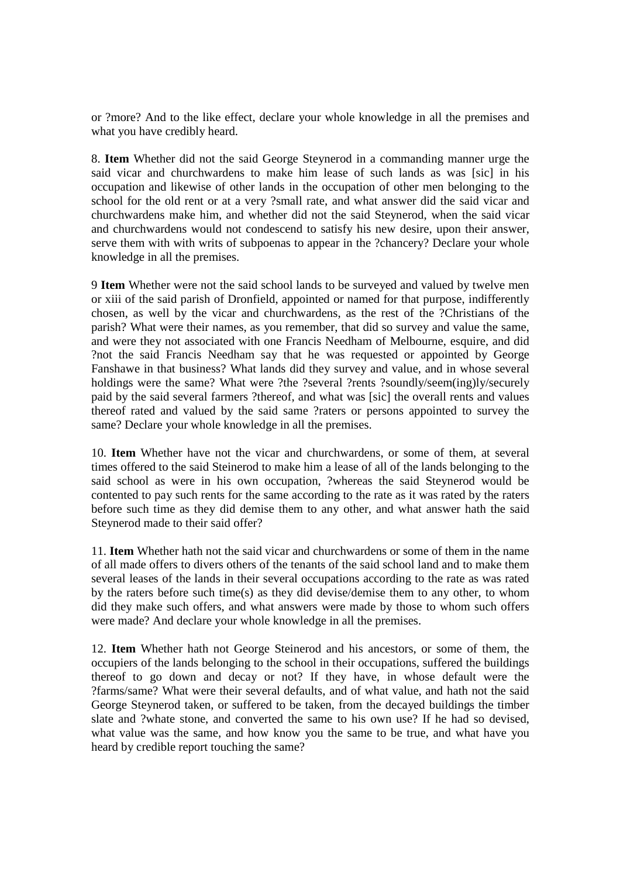or ?more? And to the like effect, declare your whole knowledge in all the premises and what you have credibly heard.

8. **Item** Whether did not the said George Steynerod in a commanding manner urge the said vicar and churchwardens to make him lease of such lands as was [sic] in his occupation and likewise of other lands in the occupation of other men belonging to the school for the old rent or at a very ?small rate, and what answer did the said vicar and churchwardens make him, and whether did not the said Steynerod, when the said vicar and churchwardens would not condescend to satisfy his new desire, upon their answer, serve them with with writs of subpoenas to appear in the ?chancery? Declare your whole knowledge in all the premises.

9 **Item** Whether were not the said school lands to be surveyed and valued by twelve men or xiii of the said parish of Dronfield, appointed or named for that purpose, indifferently chosen, as well by the vicar and churchwardens, as the rest of the ?Christians of the parish? What were their names, as you remember, that did so survey and value the same, and were they not associated with one Francis Needham of Melbourne, esquire, and did ?not the said Francis Needham say that he was requested or appointed by George Fanshawe in that business? What lands did they survey and value, and in whose several holdings were the same? What were ?the ?several ?rents ?soundly/seem(ing)ly/securely paid by the said several farmers ?thereof, and what was [sic] the overall rents and values thereof rated and valued by the said same ?raters or persons appointed to survey the same? Declare your whole knowledge in all the premises.

10. **Item** Whether have not the vicar and churchwardens, or some of them, at several times offered to the said Steinerod to make him a lease of all of the lands belonging to the said school as were in his own occupation, ?whereas the said Steynerod would be contented to pay such rents for the same according to the rate as it was rated by the raters before such time as they did demise them to any other, and what answer hath the said Steynerod made to their said offer?

11. **Item** Whether hath not the said vicar and churchwardens or some of them in the name of all made offers to divers others of the tenants of the said school land and to make them several leases of the lands in their several occupations according to the rate as was rated by the raters before such time(s) as they did devise/demise them to any other, to whom did they make such offers, and what answers were made by those to whom such offers were made? And declare your whole knowledge in all the premises.

12. **Item** Whether hath not George Steinerod and his ancestors, or some of them, the occupiers of the lands belonging to the school in their occupations, suffered the buildings thereof to go down and decay or not? If they have, in whose default were the ?farms/same? What were their several defaults, and of what value, and hath not the said George Steynerod taken, or suffered to be taken, from the decayed buildings the timber slate and ?whate stone, and converted the same to his own use? If he had so devised, what value was the same, and how know you the same to be true, and what have you heard by credible report touching the same?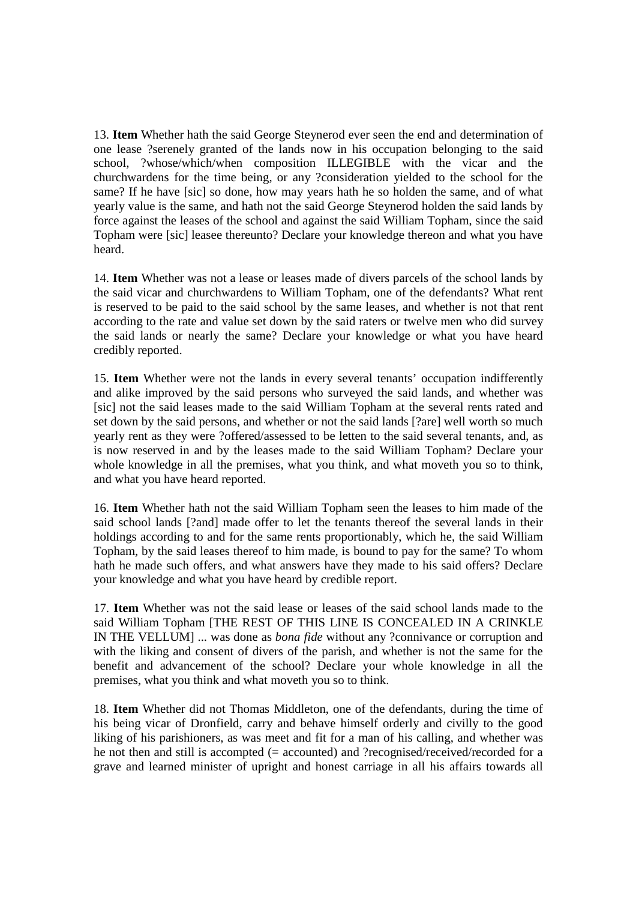13. **Item** Whether hath the said George Steynerod ever seen the end and determination of one lease ?serenely granted of the lands now in his occupation belonging to the said school, ?whose/which/when composition ILLEGIBLE with the vicar and the churchwardens for the time being, or any ?consideration yielded to the school for the same? If he have [sic] so done, how may years hath he so holden the same, and of what yearly value is the same, and hath not the said George Steynerod holden the said lands by force against the leases of the school and against the said William Topham, since the said Topham were [sic] leasee thereunto? Declare your knowledge thereon and what you have heard.

14. **Item** Whether was not a lease or leases made of divers parcels of the school lands by the said vicar and churchwardens to William Topham, one of the defendants? What rent is reserved to be paid to the said school by the same leases, and whether is not that rent according to the rate and value set down by the said raters or twelve men who did survey the said lands or nearly the same? Declare your knowledge or what you have heard credibly reported.

15. **Item** Whether were not the lands in every several tenants' occupation indifferently and alike improved by the said persons who surveyed the said lands, and whether was [sic] not the said leases made to the said William Topham at the several rents rated and set down by the said persons, and whether or not the said lands [?are] well worth so much yearly rent as they were ?offered/assessed to be letten to the said several tenants, and, as is now reserved in and by the leases made to the said William Topham? Declare your whole knowledge in all the premises, what you think, and what moveth you so to think, and what you have heard reported.

16. **Item** Whether hath not the said William Topham seen the leases to him made of the said school lands [?and] made offer to let the tenants thereof the several lands in their holdings according to and for the same rents proportionably, which he, the said William Topham, by the said leases thereof to him made, is bound to pay for the same? To whom hath he made such offers, and what answers have they made to his said offers? Declare your knowledge and what you have heard by credible report.

17. **Item** Whether was not the said lease or leases of the said school lands made to the said William Topham [THE REST OF THIS LINE IS CONCEALED IN A CRINKLE IN THE VELLUM] ... was done as *bona fide* without any ?connivance or corruption and with the liking and consent of divers of the parish, and whether is not the same for the benefit and advancement of the school? Declare your whole knowledge in all the premises, what you think and what moveth you so to think.

18. **Item** Whether did not Thomas Middleton, one of the defendants, during the time of his being vicar of Dronfield, carry and behave himself orderly and civilly to the good liking of his parishioners, as was meet and fit for a man of his calling, and whether was he not then and still is accompted (= accounted) and ?recognised/received/recorded for a grave and learned minister of upright and honest carriage in all his affairs towards all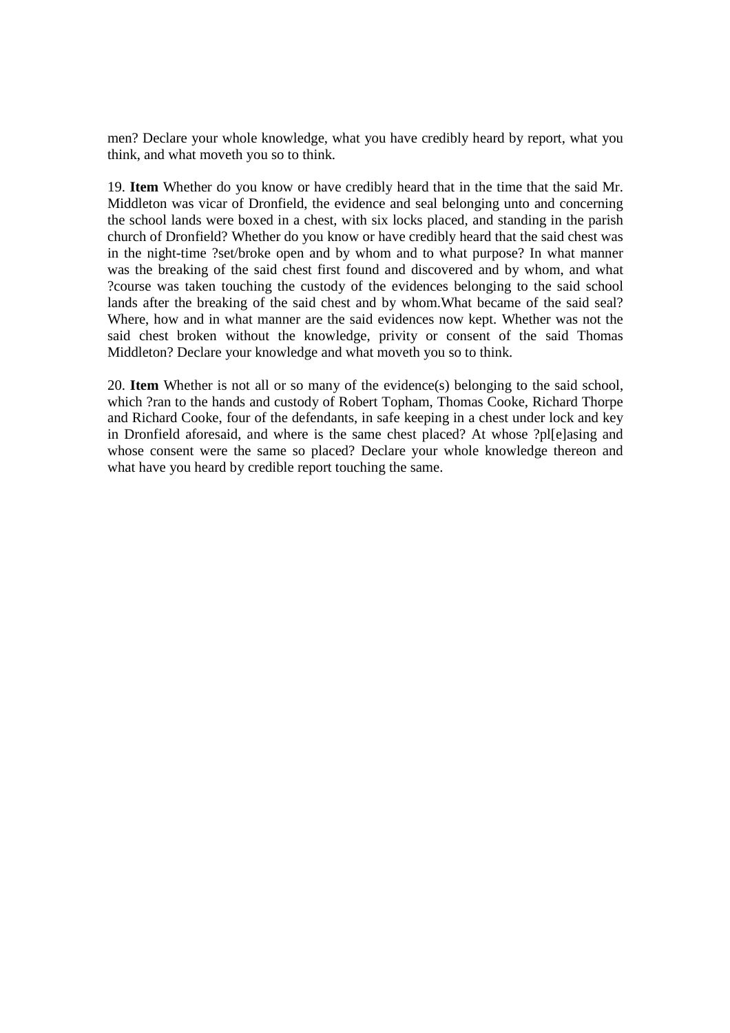men? Declare your whole knowledge, what you have credibly heard by report, what you think, and what moveth you so to think.

19. **Item** Whether do you know or have credibly heard that in the time that the said Mr. Middleton was vicar of Dronfield, the evidence and seal belonging unto and concerning the school lands were boxed in a chest, with six locks placed, and standing in the parish church of Dronfield? Whether do you know or have credibly heard that the said chest was in the night-time ?set/broke open and by whom and to what purpose? In what manner was the breaking of the said chest first found and discovered and by whom, and what ?course was taken touching the custody of the evidences belonging to the said school lands after the breaking of the said chest and by whom.What became of the said seal? Where, how and in what manner are the said evidences now kept. Whether was not the said chest broken without the knowledge, privity or consent of the said Thomas Middleton? Declare your knowledge and what moveth you so to think.

20. **Item** Whether is not all or so many of the evidence(s) belonging to the said school, which ?ran to the hands and custody of Robert Topham, Thomas Cooke, Richard Thorpe and Richard Cooke, four of the defendants, in safe keeping in a chest under lock and key in Dronfield aforesaid, and where is the same chest placed? At whose ?pl[e]asing and whose consent were the same so placed? Declare your whole knowledge thereon and what have you heard by credible report touching the same.